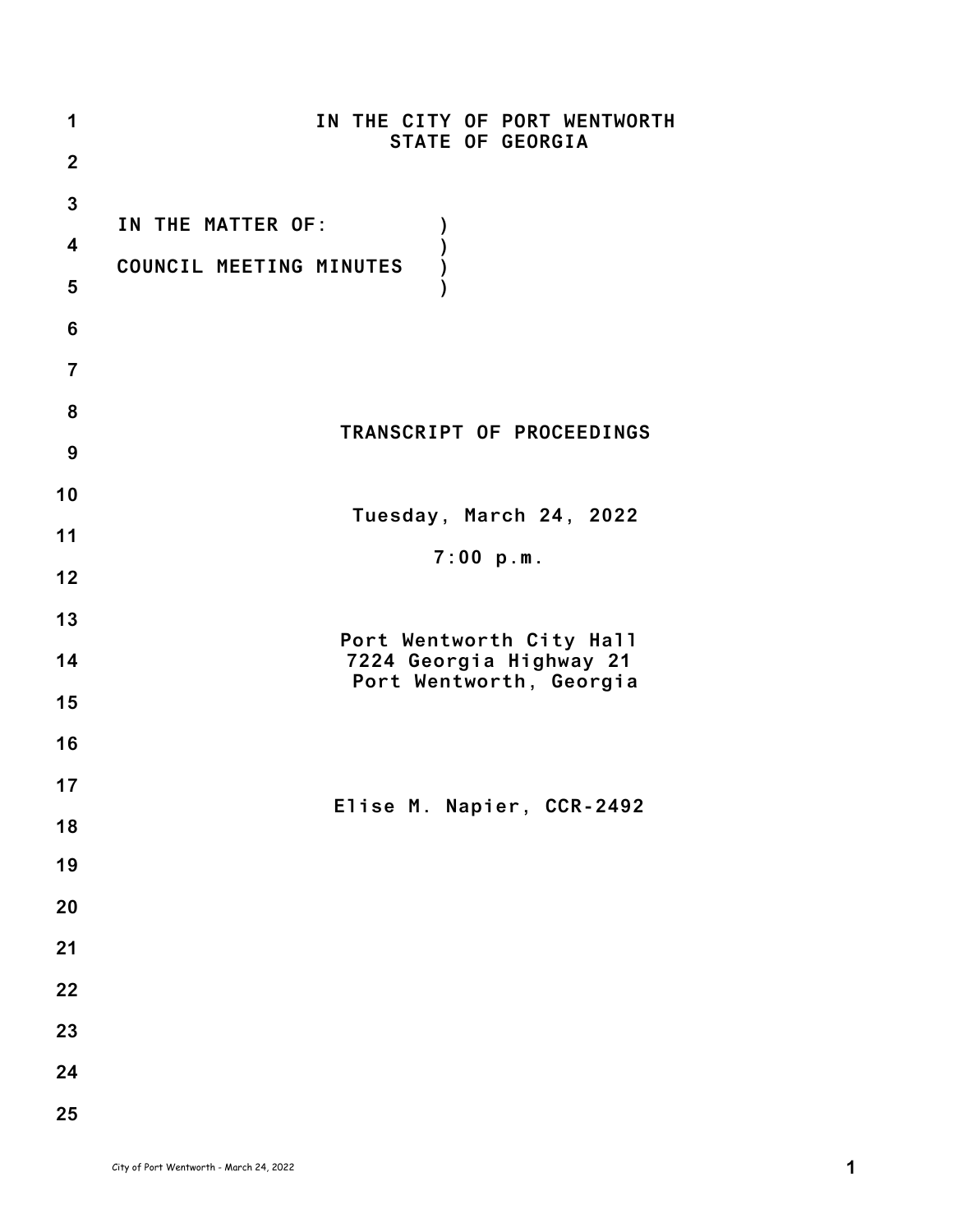IN THE CITY OF PORT WENTWORTH
STATE OF GEORGIA

IN THE MATTER OF: )
 )
COUNCIL MEETING MINUTES )
 )

TRANSCRIPT OF PROCEEDINGS

Tuesday, March 24, 2022

7:00 p.m.

Port Wentworth City Hall
7224 Georgia Highway 21
Port Wentworth, Georgia

Elise M. Napier, CCR-2492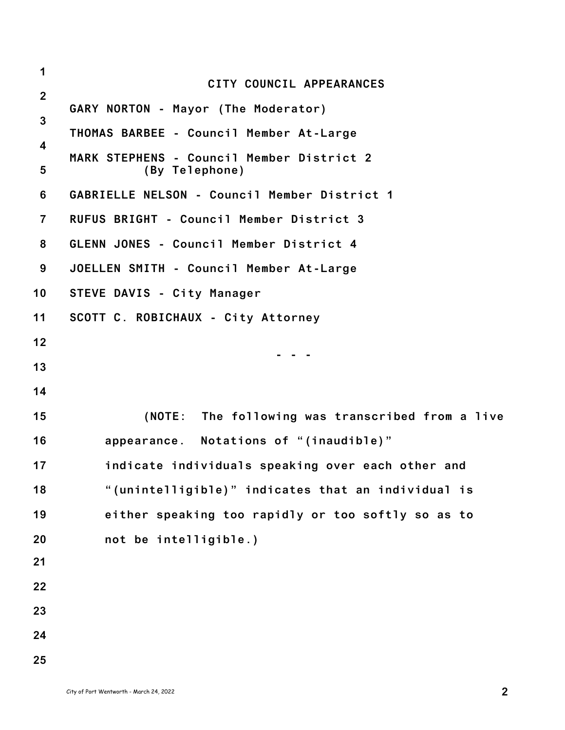## CITY COUNCIL APPEARANCES

GARY NORTON - Mayor (The Moderator)

THOMAS BARBEE - Council Member At-Large

MARK STEPHENS - Council Member District 2
(By Telephone)

GABRIELLE NELSON - Council Member District 1

RUFUS BRIGHT - Council Member District 3

GLENN JONES - Council Member District 4

JOELLEN SMITH - Council Member At-Large

STEVE DAVIS - City Manager

SCOTT C. ROBICHAUX - City Attorney

\- - -

(NOTE: The following was transcribed from a live appearance. Notations of "(inaudible)" indicate individuals speaking over each other and "(unintelligible)" indicates that an individual is either speaking too rapidly or too softly so as to not be intelligible.)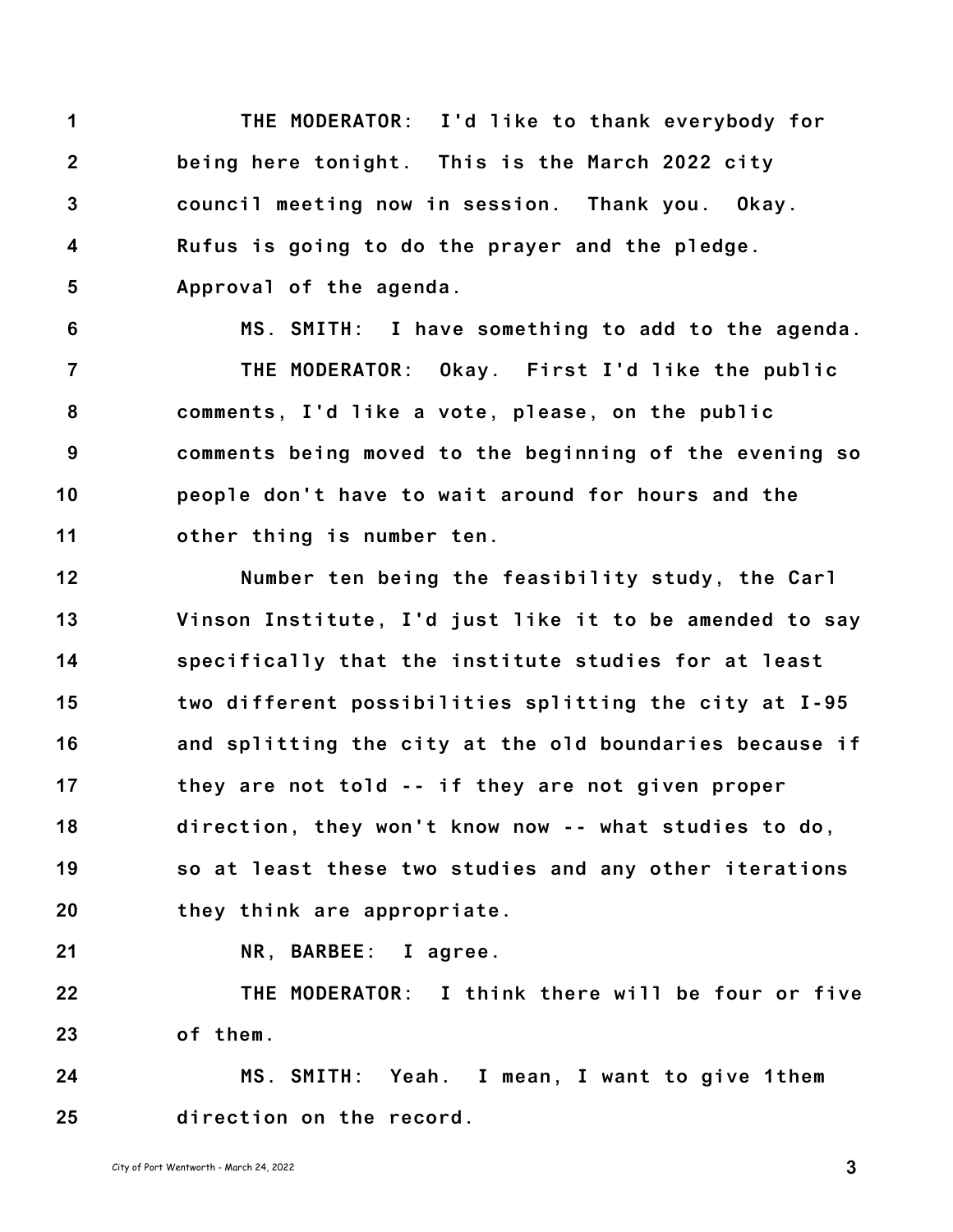1 THE MODERATOR: I'd like to thank everybody for
2 being here tonight. This is the March 2022 city
3 council meeting now in session. Thank you. Okay.
4 Rufus is going to do the prayer and the pledge.
5 Approval of the agenda.
6 MS. SMITH: I have something to add to the agenda.
7 THE MODERATOR: Okay. First I'd like the public
8 comments, I'd like a vote, please, on the public
9 comments being moved to the beginning of the evening so
10 people don't have to wait around for hours and the
11 other thing is number ten.
12 Number ten being the feasibility study, the Carl
13 Vinson Institute, I'd just like it to be amended to say
14 specifically that the institute studies for at least
15 two different possibilities splitting the city at I-95
16 and splitting the city at the old boundaries because if
17 they are not told -- if they are not given proper
18 direction, they won't know now -- what studies to do,
19 so at least these two studies and any other iterations
20 they think are appropriate.
21 NR, BARBEE: I agree.
22 THE MODERATOR: I think there will be four or five
23 of them.
24 MS. SMITH: Yeah. I mean, I want to give 1them
25 direction on the record.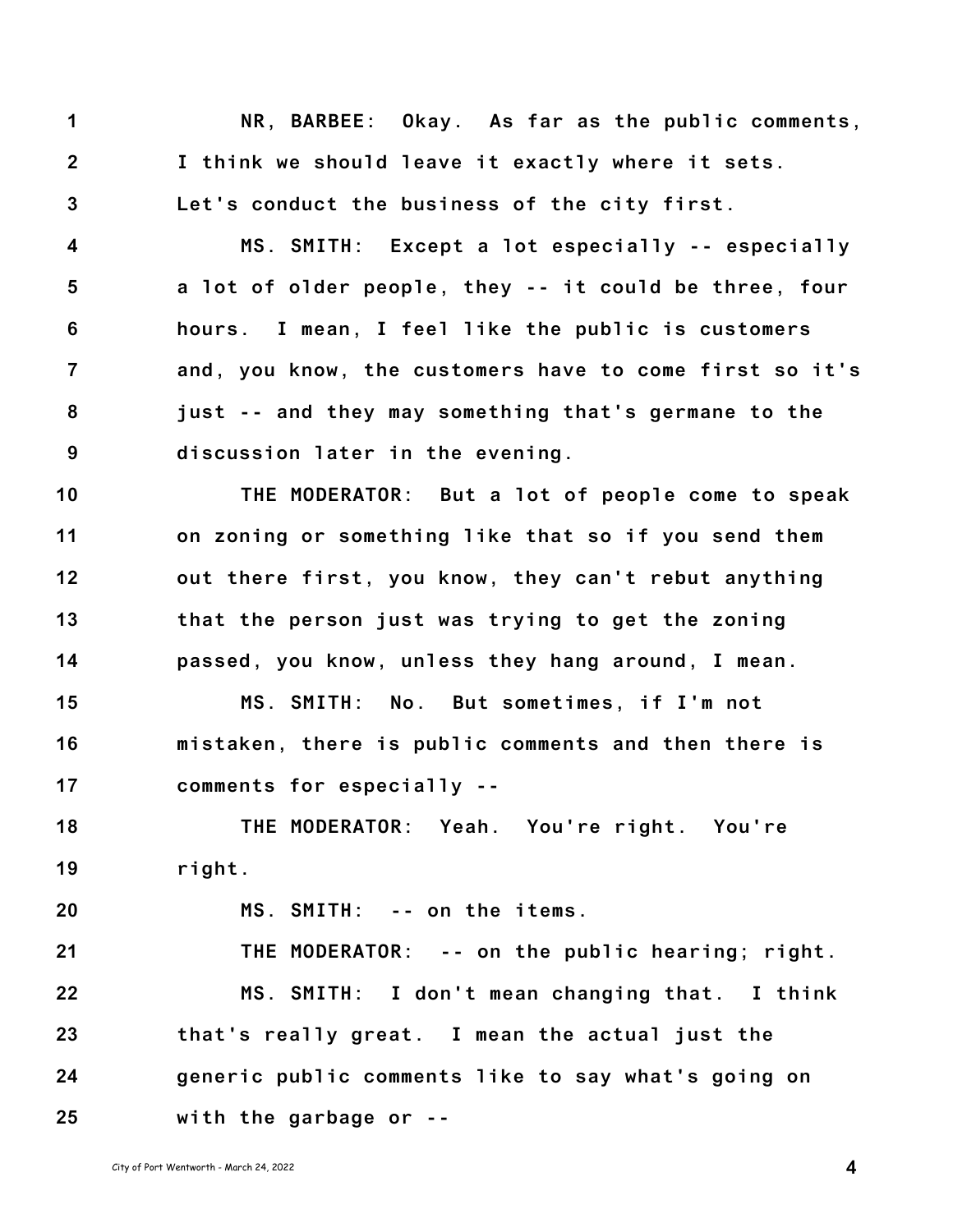NR, BARBEE: Okay. As far as the public comments, I think we should leave it exactly where it sets. Let's conduct the business of the city first.

MS. SMITH: Except a lot especially -- especially a lot of older people, they -- it could be three, four hours. I mean, I feel like the public is customers and, you know, the customers have to come first so it's just -- and they may something that's germane to the discussion later in the evening.

THE MODERATOR: But a lot of people come to speak on zoning or something like that so if you send them out there first, you know, they can't rebut anything that the person just was trying to get the zoning passed, you know, unless they hang around, I mean.

MS. SMITH: No. But sometimes, if I'm not mistaken, there is public comments and then there is comments for especially --

THE MODERATOR: Yeah. You're right. You're right.

MS. SMITH: -- on the items.

THE MODERATOR: -- on the public hearing; right.

MS. SMITH: I don't mean changing that. I think that's really great. I mean the actual just the generic public comments like to say what's going on with the garbage or --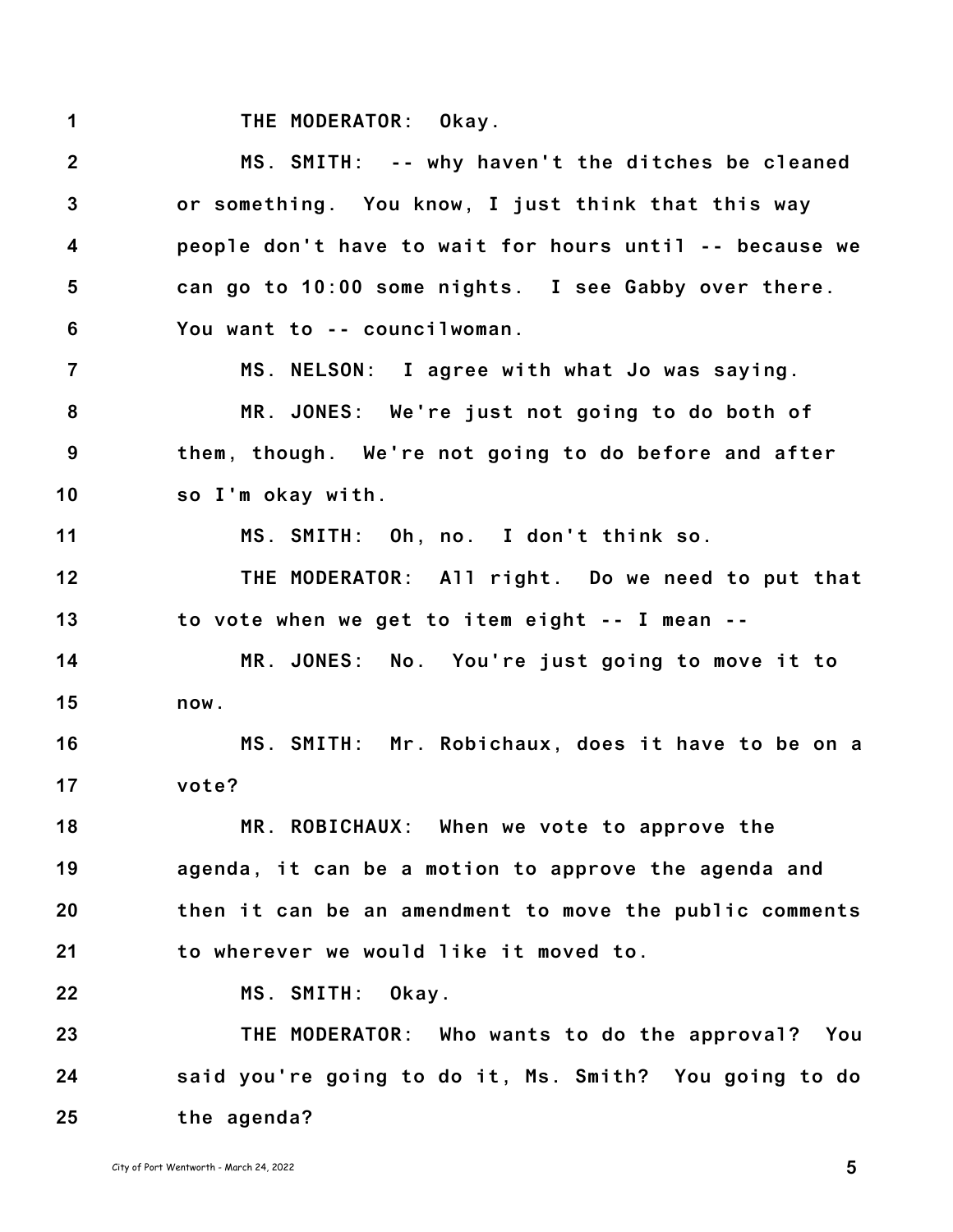THE MODERATOR: Okay.

MS. SMITH: -- why haven't the ditches be cleaned or something. You know, I just think that this way people don't have to wait for hours until -- because we can go to 10:00 some nights. I see Gabby over there. You want to -- councilwoman.

MS. NELSON: I agree with what Jo was saying.

MR. JONES: We're just not going to do both of them, though. We're not going to do before and after so I'm okay with.

MS. SMITH: Oh, no. I don't think so.

THE MODERATOR: All right. Do we need to put that to vote when we get to item eight -- I mean --

MR. JONES: No. You're just going to move it to now.

MS. SMITH: Mr. Robichaux, does it have to be on a vote?

MR. ROBICHAUX: When we vote to approve the agenda, it can be a motion to approve the agenda and then it can be an amendment to move the public comments to wherever we would like it moved to.

MS. SMITH: Okay.

THE MODERATOR: Who wants to do the approval? You said you're going to do it, Ms. Smith? You going to do the agenda?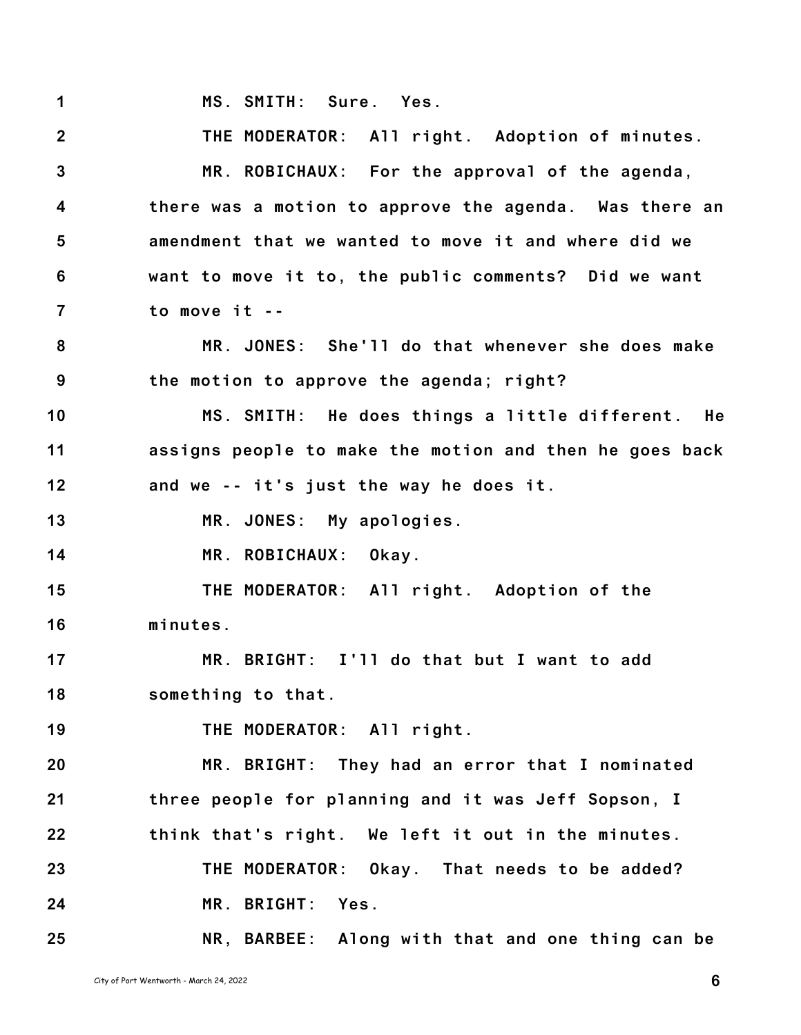MS. SMITH: Sure. Yes.

THE MODERATOR: All right. Adoption of minutes.

MR. ROBICHAUX: For the approval of the agenda, there was a motion to approve the agenda. Was there an amendment that we wanted to move it and where did we want to move it to, the public comments? Did we want to move it --

MR. JONES: She'll do that whenever she does make the motion to approve the agenda; right?

MS. SMITH: He does things a little different. He assigns people to make the motion and then he goes back and we -- it's just the way he does it.

MR. JONES: My apologies.

MR. ROBICHAUX: Okay.

THE MODERATOR: All right. Adoption of the minutes.

MR. BRIGHT: I'll do that but I want to add something to that.

THE MODERATOR: All right.

MR. BRIGHT: They had an error that I nominated three people for planning and it was Jeff Sopson, I think that's right. We left it out in the minutes.

THE MODERATOR: Okay. That needs to be added?

MR. BRIGHT: Yes.

NR, BARBEE: Along with that and one thing can be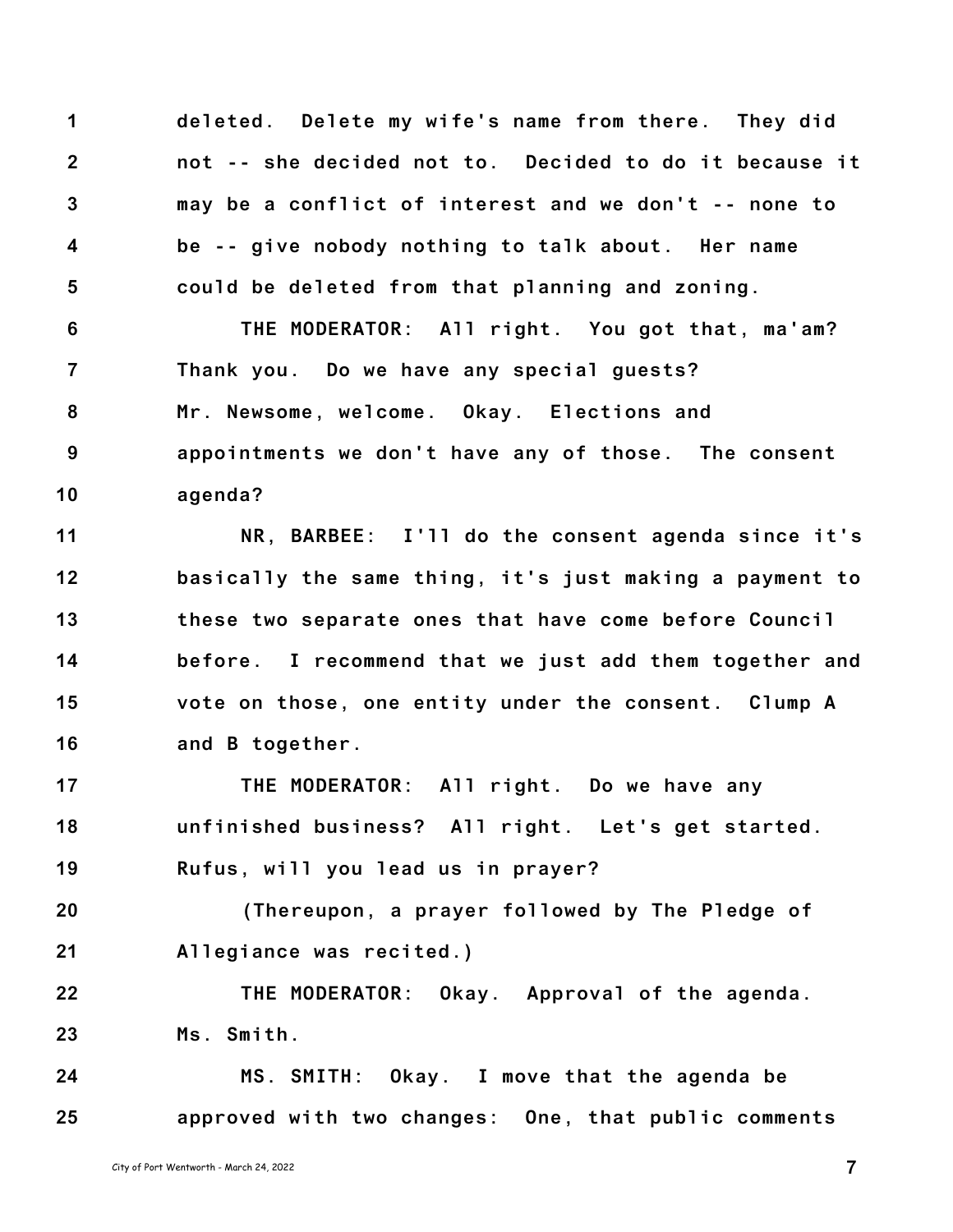deleted. Delete my wife's name from there. They did not -- she decided not to. Decided to do it because it may be a conflict of interest and we don't -- none to be -- give nobody nothing to talk about. Her name could be deleted from that planning and zoning.

THE MODERATOR: All right. You got that, ma'am? Thank you. Do we have any special guests? Mr. Newsome, welcome. Okay. Elections and appointments we don't have any of those. The consent agenda?

NR, BARBEE: I'll do the consent agenda since it's basically the same thing, it's just making a payment to these two separate ones that have come before Council before. I recommend that we just add them together and vote on those, one entity under the consent. Clump A and B together.

THE MODERATOR: All right. Do we have any unfinished business? All right. Let's get started. Rufus, will you lead us in prayer?

(Thereupon, a prayer followed by The Pledge of Allegiance was recited.)

THE MODERATOR: Okay. Approval of the agenda. Ms. Smith.

MS. SMITH: Okay. I move that the agenda be approved with two changes: One, that public comments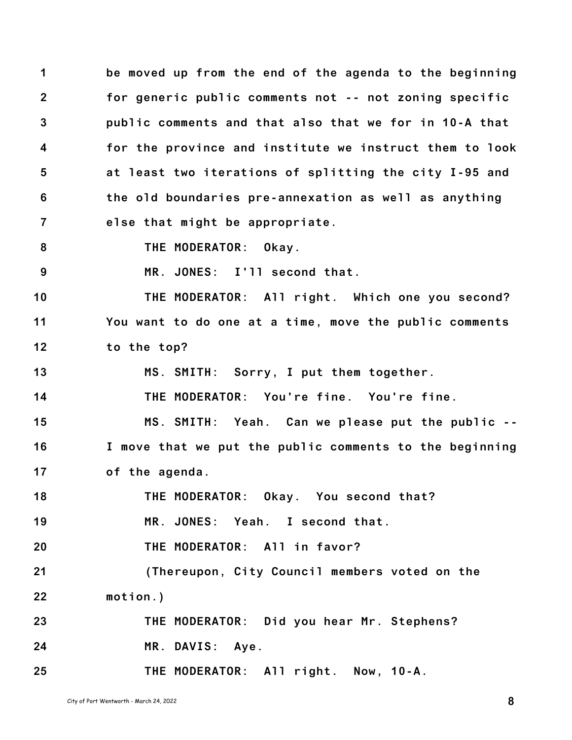1 be moved up from the end of the agenda to the beginning
2 for generic public comments not -- not zoning specific
3 public comments and that also that we for in 10-A that
4 for the province and institute we instruct them to look
5 at least two iterations of splitting the city I-95 and
6 the old boundaries pre-annexation as well as anything
7 else that might be appropriate.

8 THE MODERATOR: Okay.

9 MR. JONES: I'll second that.

10 THE MODERATOR: All right. Which one you second?
11 You want to do one at a time, move the public comments
12 to the top?

13 MS. SMITH: Sorry, I put them together.

14 THE MODERATOR: You're fine. You're fine.

15 MS. SMITH: Yeah. Can we please put the public --
16 I move that we put the public comments to the beginning
17 of the agenda.

18 THE MODERATOR: Okay. You second that?

19 MR. JONES: Yeah. I second that.

20 THE MODERATOR: All in favor?

21 (Thereupon, City Council members voted on the
22 motion.)

23 THE MODERATOR: Did you hear Mr. Stephens?

24 MR. DAVIS: Aye.

25 THE MODERATOR: All right. Now, 10-A.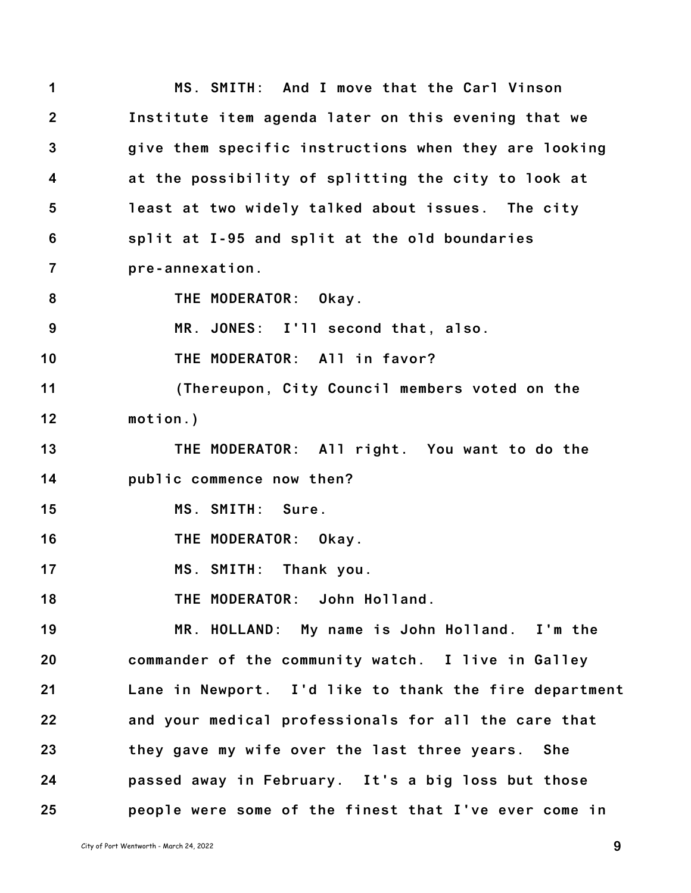1 MS. SMITH: And I move that the Carl Vinson
2 Institute item agenda later on this evening that we
3 give them specific instructions when they are looking
4 at the possibility of splitting the city to look at
5 least at two widely talked about issues. The city
6 split at I-95 and split at the old boundaries
7 pre-annexation.
8 THE MODERATOR: Okay.
9 MR. JONES: I'll second that, also.
10 THE MODERATOR: All in favor?
11 (Thereupon, City Council members voted on the
12 motion.)
13 THE MODERATOR: All right. You want to do the
14 public commence now then?
15 MS. SMITH: Sure.
16 THE MODERATOR: Okay.
17 MS. SMITH: Thank you.
18 THE MODERATOR: John Holland.
19 MR. HOLLAND: My name is John Holland. I'm the
20 commander of the community watch. I live in Galley
21 Lane in Newport. I'd like to thank the fire department
22 and your medical professionals for all the care that
23 they gave my wife over the last three years. She
24 passed away in February. It's a big loss but those
25 people were some of the finest that I've ever come in

City of Port Wentworth - March 24, 2022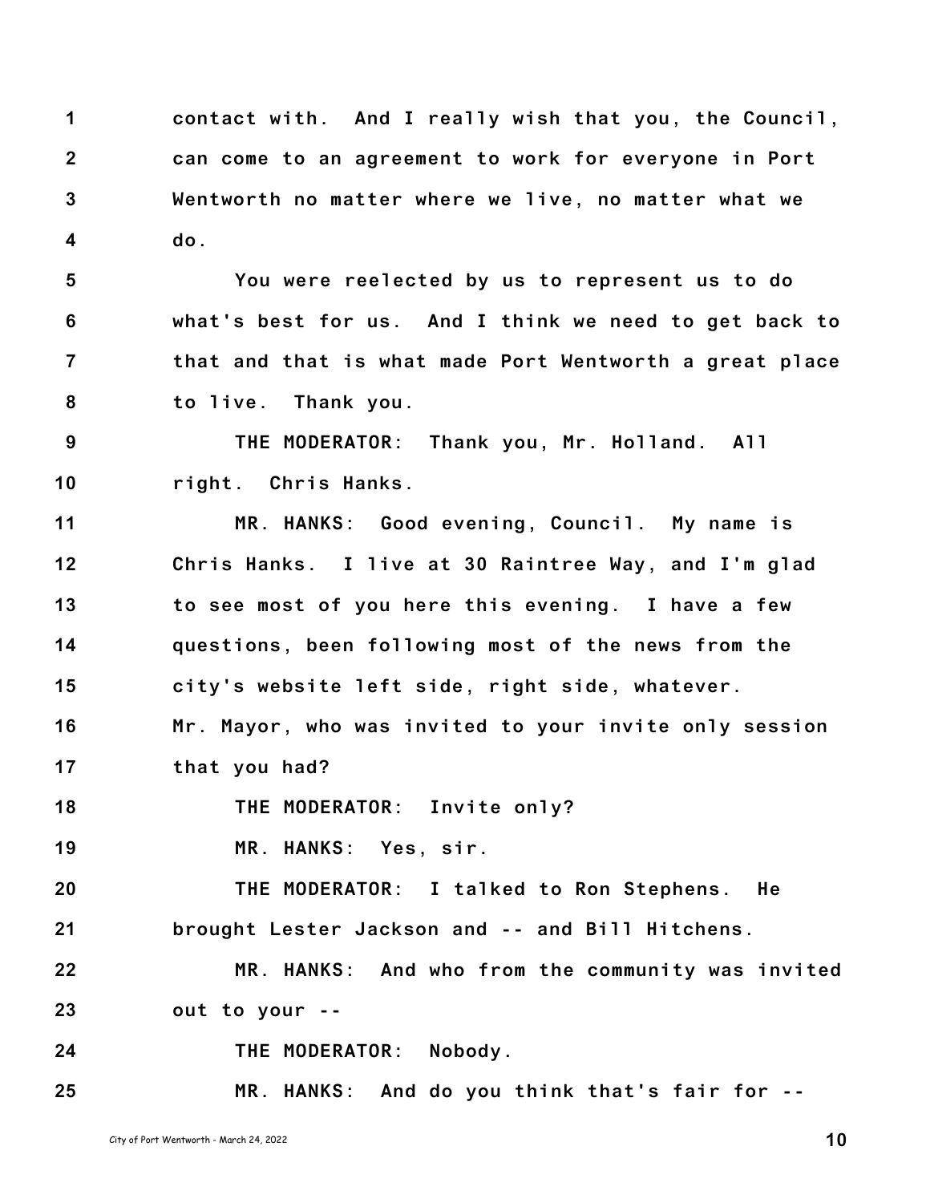contact with. And I really wish that you, the Council, can come to an agreement to work for everyone in Port Wentworth no matter where we live, no matter what we do.

You were reelected by us to represent us to do what's best for us. And I think we need to get back to that and that is what made Port Wentworth a great place to live. Thank you.

THE MODERATOR: Thank you, Mr. Holland. All right. Chris Hanks.

MR. HANKS: Good evening, Council. My name is Chris Hanks. I live at 30 Raintree Way, and I'm glad to see most of you here this evening. I have a few questions, been following most of the news from the city's website left side, right side, whatever. Mr. Mayor, who was invited to your invite only session that you had?

THE MODERATOR: Invite only?

MR. HANKS: Yes, sir.

THE MODERATOR: I talked to Ron Stephens. He brought Lester Jackson and -- and Bill Hitchens.

MR. HANKS: And who from the community was invited out to your --

THE MODERATOR: Nobody.

MR. HANKS: And do you think that's fair for --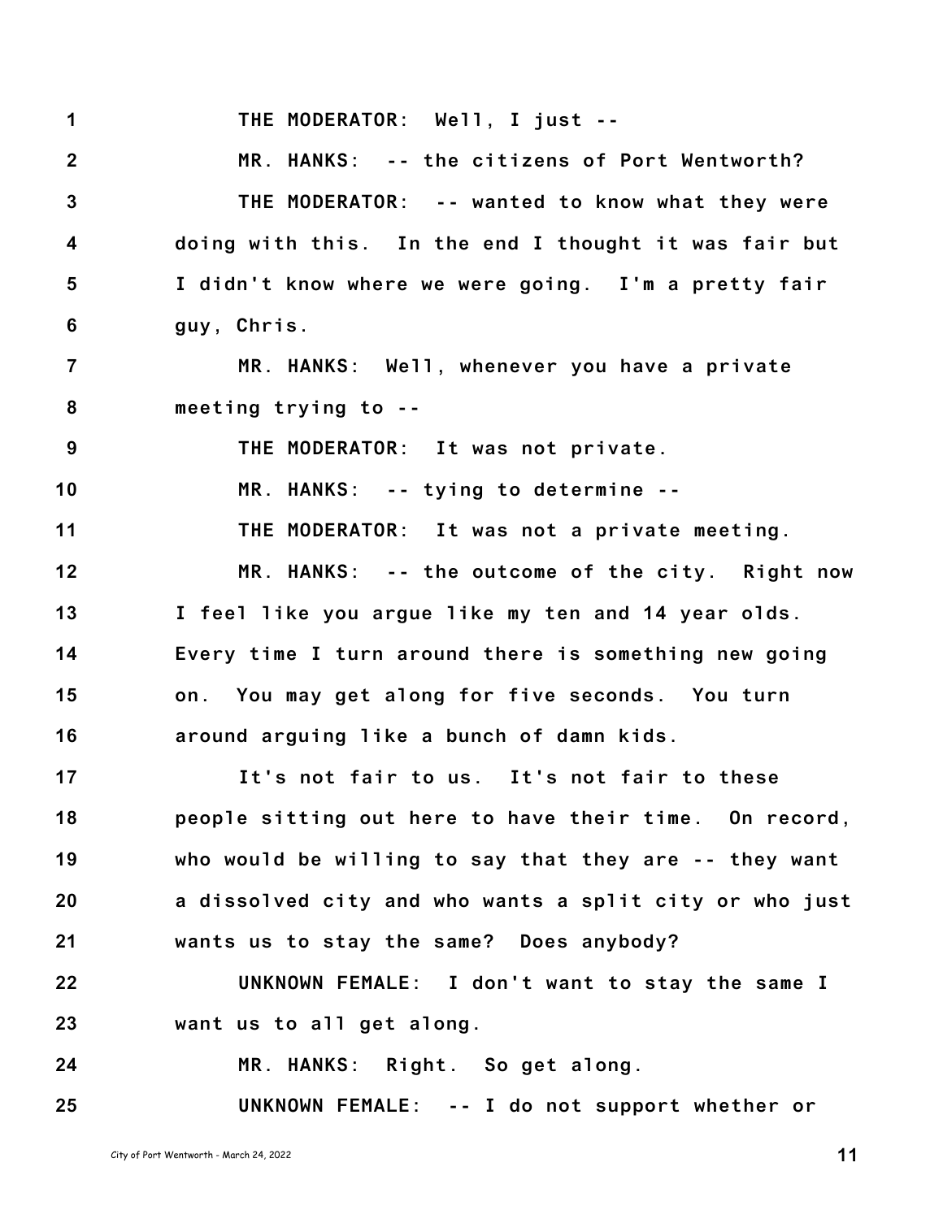THE MODERATOR: Well, I just --

MR. HANKS: -- the citizens of Port Wentworth?

THE MODERATOR: -- wanted to know what they were doing with this. In the end I thought it was fair but I didn't know where we were going. I'm a pretty fair guy, Chris.

MR. HANKS: Well, whenever you have a private meeting trying to --

THE MODERATOR: It was not private.

MR. HANKS: -- tying to determine --

THE MODERATOR: It was not a private meeting.

MR. HANKS: -- the outcome of the city. Right now I feel like you argue like my ten and 14 year olds. Every time I turn around there is something new going on. You may get along for five seconds. You turn around arguing like a bunch of damn kids.

It's not fair to us. It's not fair to these people sitting out here to have their time. On record, who would be willing to say that they are -- they want a dissolved city and who wants a split city or who just wants us to stay the same? Does anybody?

UNKNOWN FEMALE: I don't want to stay the same I want us to all get along.

MR. HANKS: Right. So get along.

UNKNOWN FEMALE: -- I do not support whether or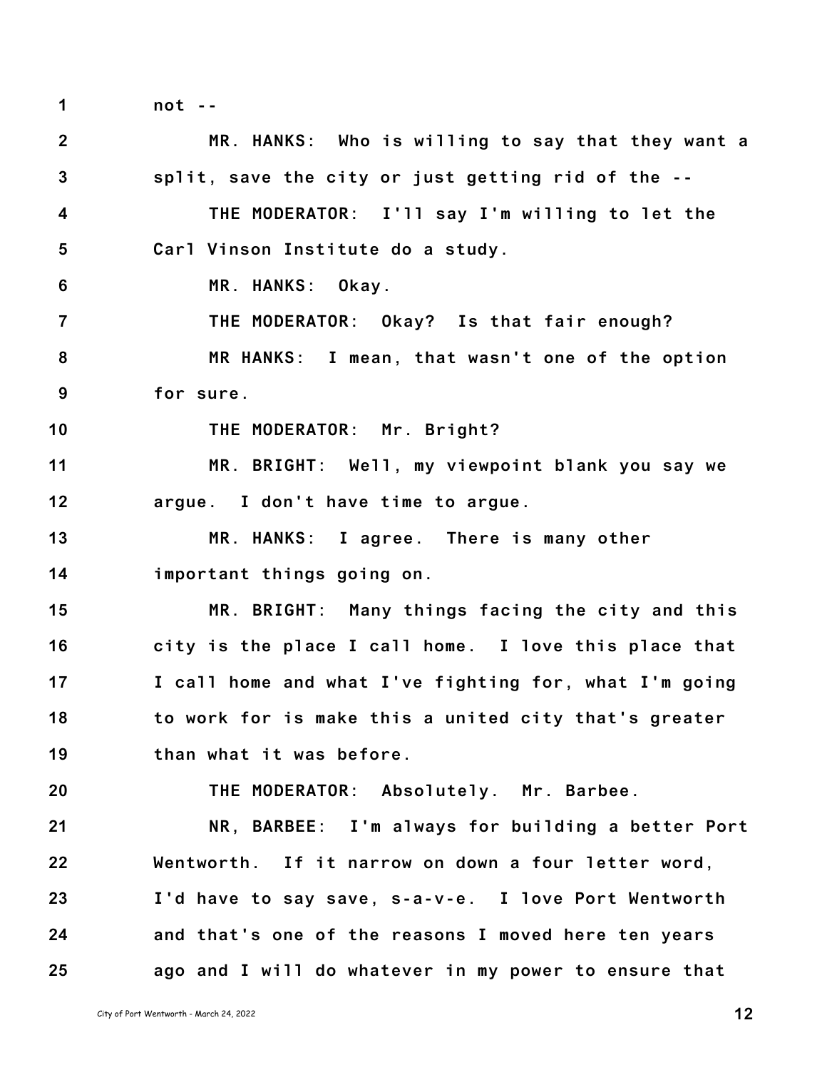not --

MR. HANKS: Who is willing to say that they want a split, save the city or just getting rid of the --

THE MODERATOR: I'll say I'm willing to let the Carl Vinson Institute do a study.

MR. HANKS: Okay.

THE MODERATOR: Okay? Is that fair enough?

MR HANKS: I mean, that wasn't one of the option for sure.

THE MODERATOR: Mr. Bright?

MR. BRIGHT: Well, my viewpoint blank you say we argue. I don't have time to argue.

MR. HANKS: I agree. There is many other important things going on.

MR. BRIGHT: Many things facing the city and this city is the place I call home. I love this place that I call home and what I've fighting for, what I'm going to work for is make this a united city that's greater than what it was before.

THE MODERATOR: Absolutely. Mr. Barbee.

NR, BARBEE: I'm always for building a better Port Wentworth. If it narrow on down a four letter word, I'd have to say save, s-a-v-e. I love Port Wentworth and that's one of the reasons I moved here ten years ago and I will do whatever in my power to ensure that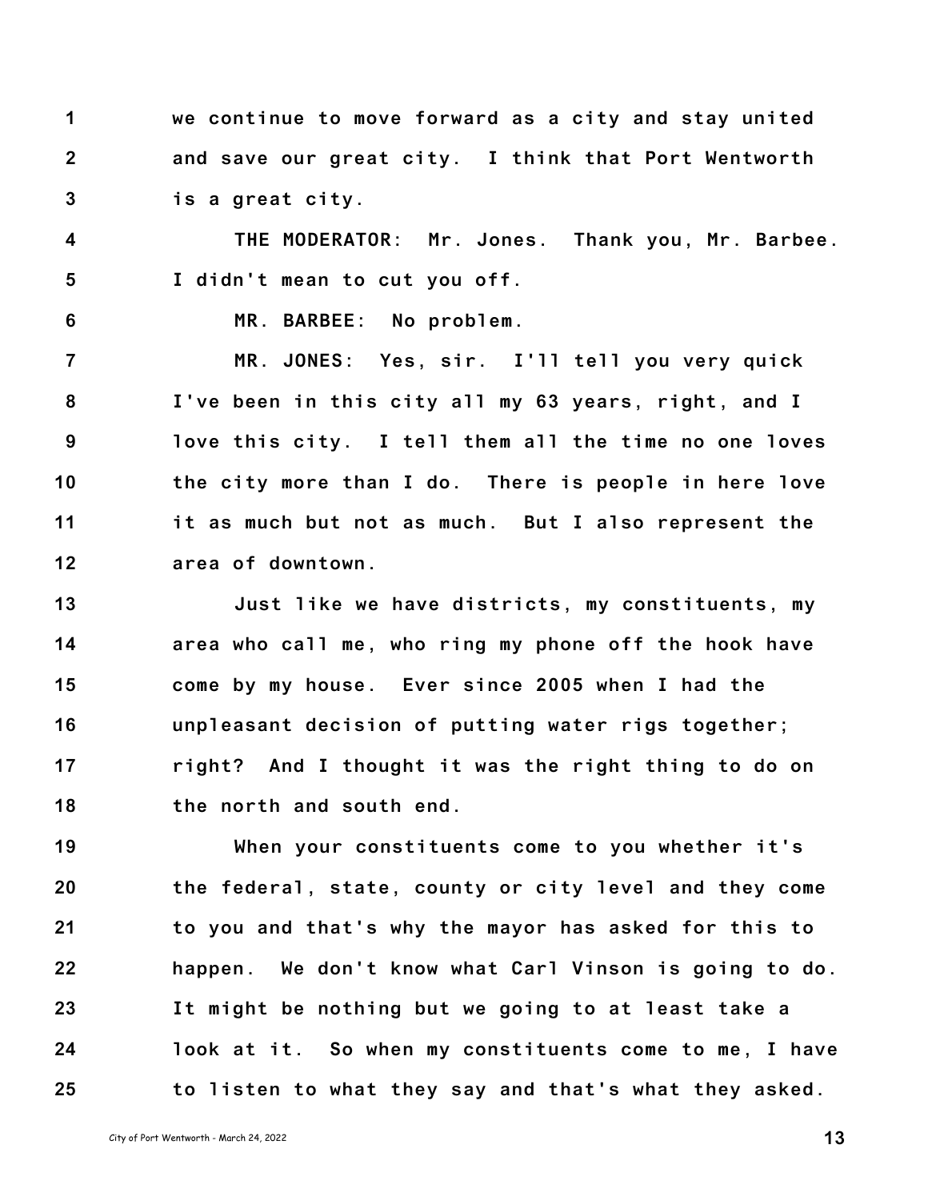we continue to move forward as a city and stay united and save our great city. I think that Port Wentworth is a great city.

THE MODERATOR: Mr. Jones. Thank you, Mr. Barbee. I didn't mean to cut you off.

MR. BARBEE: No problem.

MR. JONES: Yes, sir. I'll tell you very quick I've been in this city all my 63 years, right, and I love this city. I tell them all the time no one loves the city more than I do. There is people in here love it as much but not as much. But I also represent the area of downtown.

Just like we have districts, my constituents, my area who call me, who ring my phone off the hook have come by my house. Ever since 2005 when I had the unpleasant decision of putting water rigs together; right? And I thought it was the right thing to do on the north and south end.

When your constituents come to you whether it's the federal, state, county or city level and they come to you and that's why the mayor has asked for this to happen. We don't know what Carl Vinson is going to do. It might be nothing but we going to at least take a look at it. So when my constituents come to me, I have to listen to what they say and that's what they asked.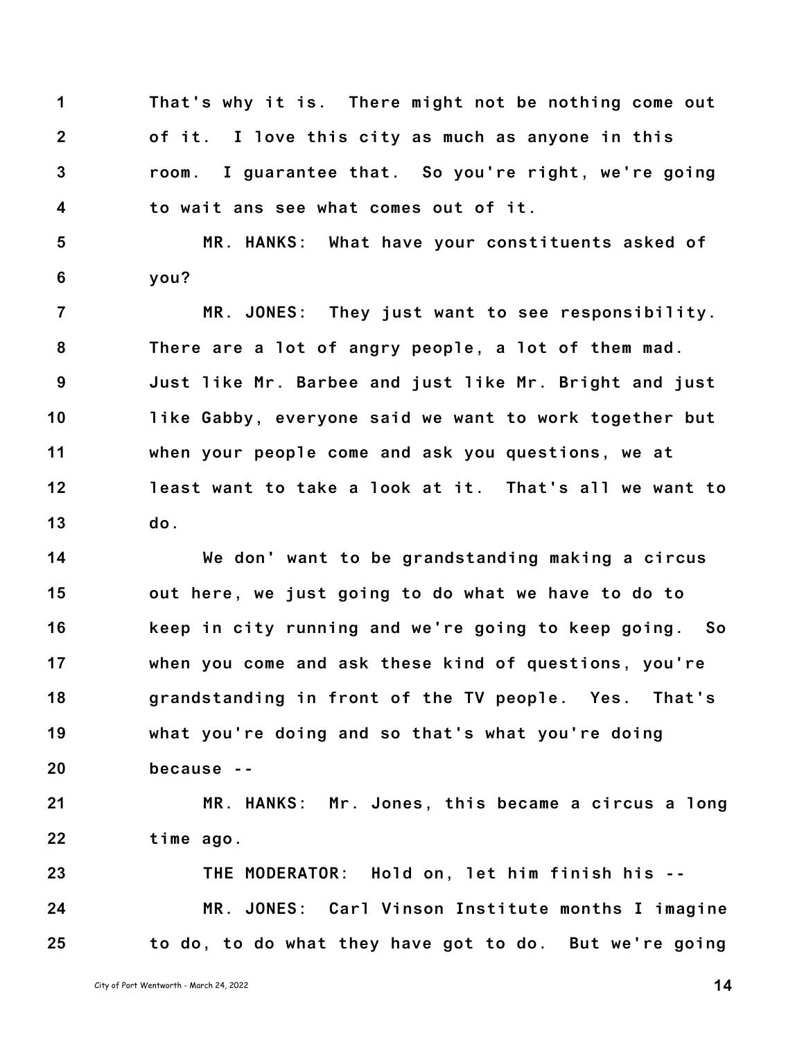That's why it is. There might not be nothing come out of it. I love this city as much as anyone in this room. I guarantee that. So you're right, we're going to wait ans see what comes out of it.

**MR. HANKS:** What have your constituents asked of you?

**MR. JONES:** They just want to see responsibility. There are a lot of angry people, a lot of them mad. Just like Mr. Barbee and just like Mr. Bright and just like Gabby, everyone said we want to work together but when your people come and ask you questions, we at least want to take a look at it. That's all we want to do.

We don' want to be grandstanding making a circus out here, we just going to do what we have to do to keep in city running and we're going to keep going. So when you come and ask these kind of questions, you're grandstanding in front of the TV people. Yes. That's what you're doing and so that's what you're doing because --

**MR. HANKS:** Mr. Jones, this became a circus a long time ago.

**THE MODERATOR:** Hold on, let him finish his --

**MR. JONES:** Carl Vinson Institute months I imagine to do, to do what they have got to do. But we're going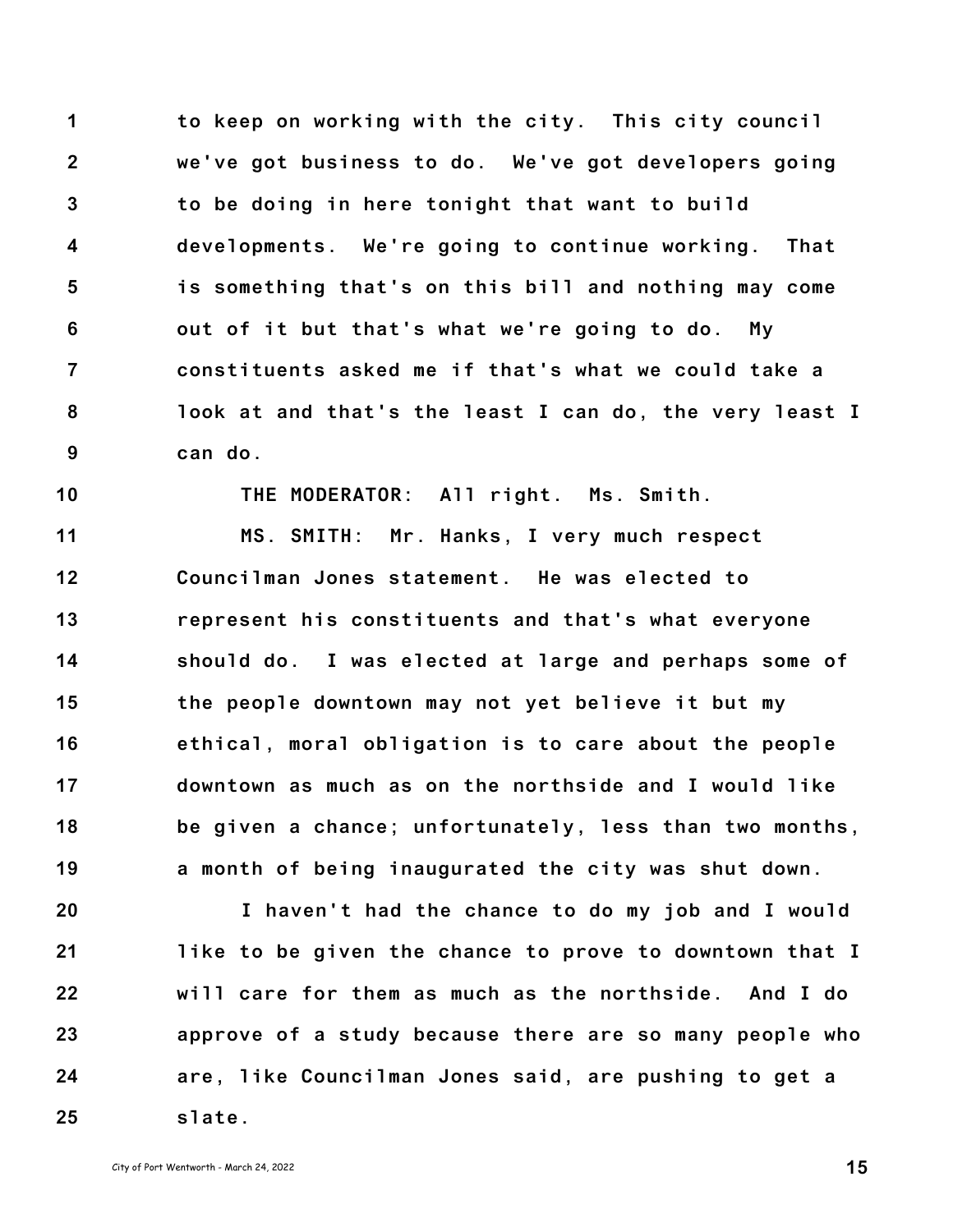to keep on working with the city. This city council we've got business to do. We've got developers going to be doing in here tonight that want to build developments. We're going to continue working. That is something that's on this bill and nothing may come out of it but that's what we're going to do. My constituents asked me if that's what we could take a look at and that's the least I can do, the very least I can do.

THE MODERATOR: All right. Ms. Smith.

MS. SMITH: Mr. Hanks, I very much respect Councilman Jones statement. He was elected to represent his constituents and that's what everyone should do. I was elected at large and perhaps some of the people downtown may not yet believe it but my ethical, moral obligation is to care about the people downtown as much as on the northside and I would like be given a chance; unfortunately, less than two months, a month of being inaugurated the city was shut down.

I haven't had the chance to do my job and I would like to be given the chance to prove to downtown that I will care for them as much as the northside. And I do approve of a study because there are so many people who are, like Councilman Jones said, are pushing to get a slate.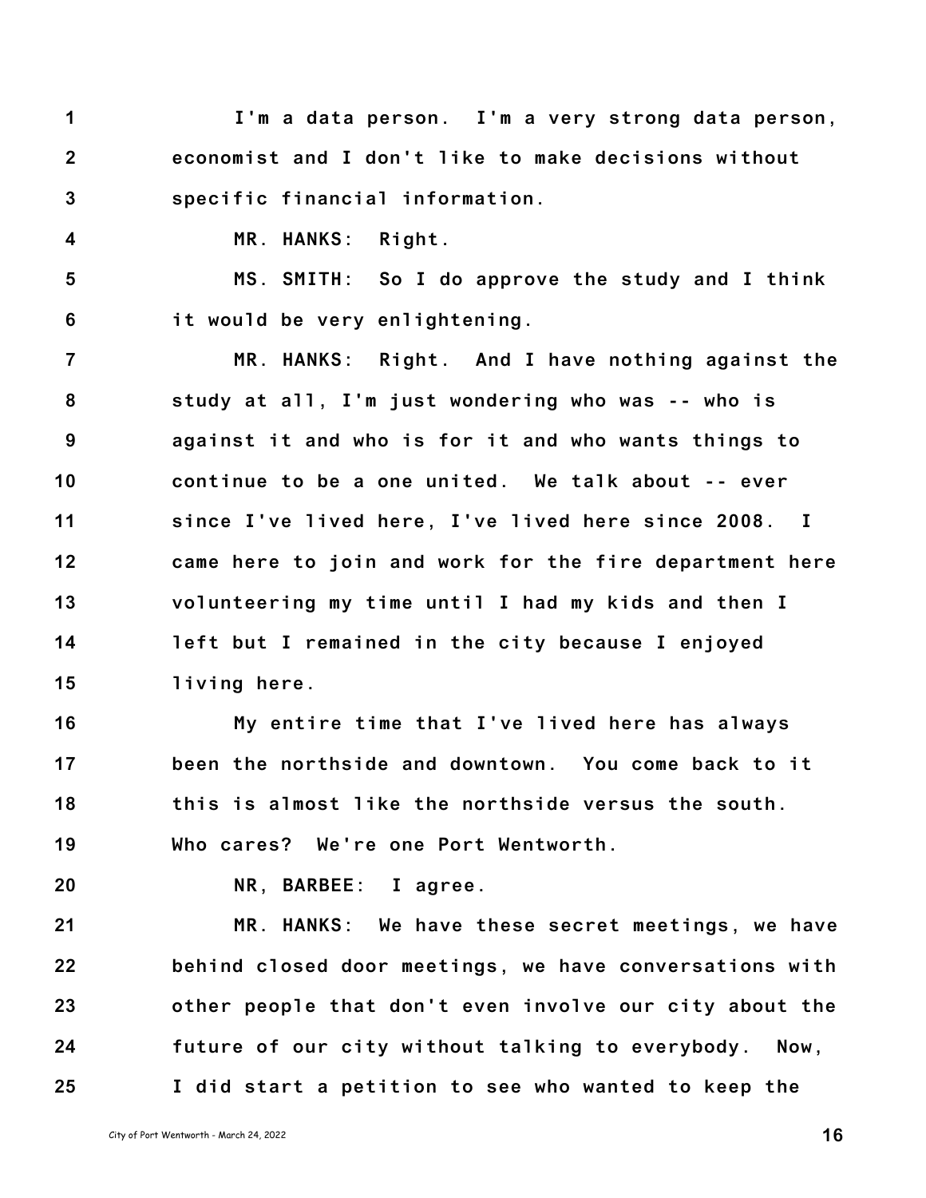I'm a data person. I'm a very strong data person, economist and I don't like to make decisions without specific financial information.

MR. HANKS: Right.

MS. SMITH: So I do approve the study and I think it would be very enlightening.

MR. HANKS: Right. And I have nothing against the study at all, I'm just wondering who was -- who is against it and who is for it and who wants things to continue to be a one united. We talk about -- ever since I've lived here, I've lived here since 2008. I came here to join and work for the fire department here volunteering my time until I had my kids and then I left but I remained in the city because I enjoyed living here.

My entire time that I've lived here has always been the northside and downtown. You come back to it this is almost like the northside versus the south. Who cares? We're one Port Wentworth.

NR, BARBEE: I agree.

MR. HANKS: We have these secret meetings, we have behind closed door meetings, we have conversations with other people that don't even involve our city about the future of our city without talking to everybody. Now, I did start a petition to see who wanted to keep the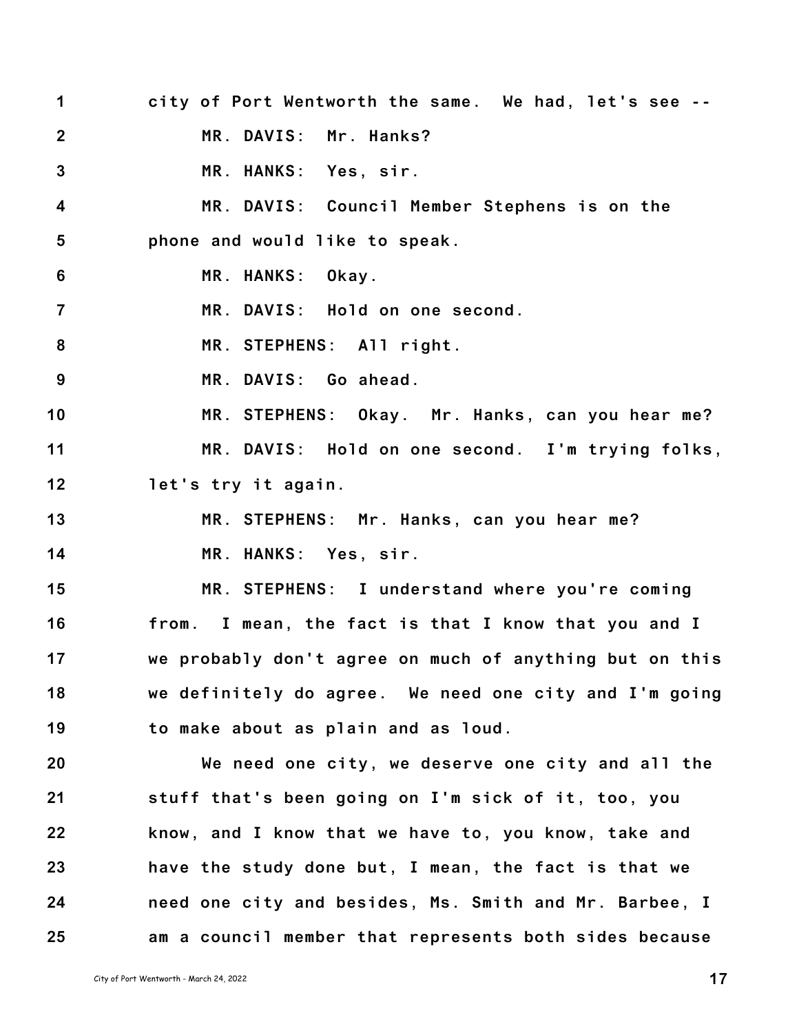city of Port Wentworth the same. We had, let's see --

MR. DAVIS: Mr. Hanks?

MR. HANKS: Yes, sir.

MR. DAVIS: Council Member Stephens is on the phone and would like to speak.

MR. HANKS: Okay.

MR. DAVIS: Hold on one second.

MR. STEPHENS: All right.

MR. DAVIS: Go ahead.

MR. STEPHENS: Okay. Mr. Hanks, can you hear me?

MR. DAVIS: Hold on one second. I'm trying folks, let's try it again.

MR. STEPHENS: Mr. Hanks, can you hear me?

MR. HANKS: Yes, sir.

MR. STEPHENS: I understand where you're coming from. I mean, the fact is that I know that you and I we probably don't agree on much of anything but on this we definitely do agree. We need one city and I'm going to make about as plain and as loud.

We need one city, we deserve one city and all the stuff that's been going on I'm sick of it, too, you know, and I know that we have to, you know, take and have the study done but, I mean, the fact is that we need one city and besides, Ms. Smith and Mr. Barbee, I am a council member that represents both sides because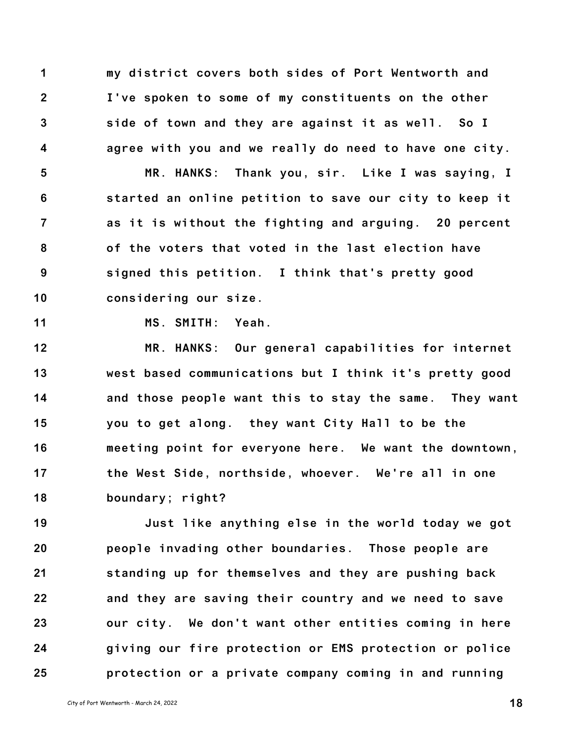my district covers both sides of Port Wentworth and I've spoken to some of my constituents on the other side of town and they are against it as well. So I agree with you and we really do need to have one city.

MR. HANKS: Thank you, sir. Like I was saying, I started an online petition to save our city to keep it as it is without the fighting and arguing. 20 percent of the voters that voted in the last election have signed this petition. I think that's pretty good considering our size.

MS. SMITH: Yeah.

MR. HANKS: Our general capabilities for internet west based communications but I think it's pretty good and those people want this to stay the same. They want you to get along. they want City Hall to be the meeting point for everyone here. We want the downtown, the West Side, northside, whoever. We're all in one boundary; right?

Just like anything else in the world today we got people invading other boundaries. Those people are standing up for themselves and they are pushing back and they are saving their country and we need to save our city. We don't want other entities coming in here giving our fire protection or EMS protection or police protection or a private company coming in and running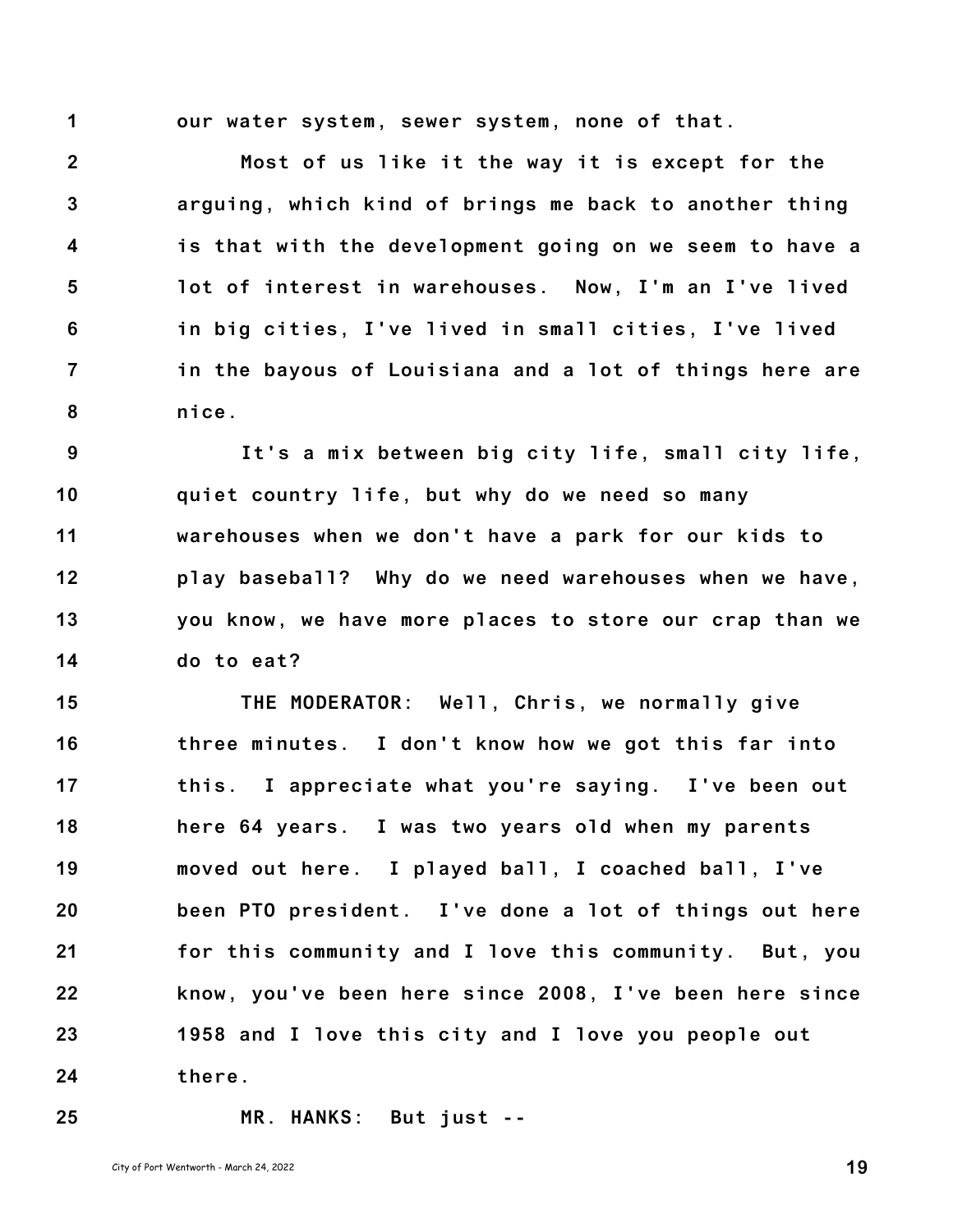our water system, sewer system, none of that.

Most of us like it the way it is except for the arguing, which kind of brings me back to another thing is that with the development going on we seem to have a lot of interest in warehouses. Now, I'm an I've lived in big cities, I've lived in small cities, I've lived in the bayous of Louisiana and a lot of things here are nice.

It's a mix between big city life, small city life, quiet country life, but why do we need so many warehouses when we don't have a park for our kids to play baseball? Why do we need warehouses when we have, you know, we have more places to store our crap than we do to eat?

THE MODERATOR: Well, Chris, we normally give three minutes. I don't know how we got this far into this. I appreciate what you're saying. I've been out here 64 years. I was two years old when my parents moved out here. I played ball, I coached ball, I've been PTO president. I've done a lot of things out here for this community and I love this community. But, you know, you've been here since 2008, I've been here since 1958 and I love this city and I love you people out there.

MR. HANKS: But just --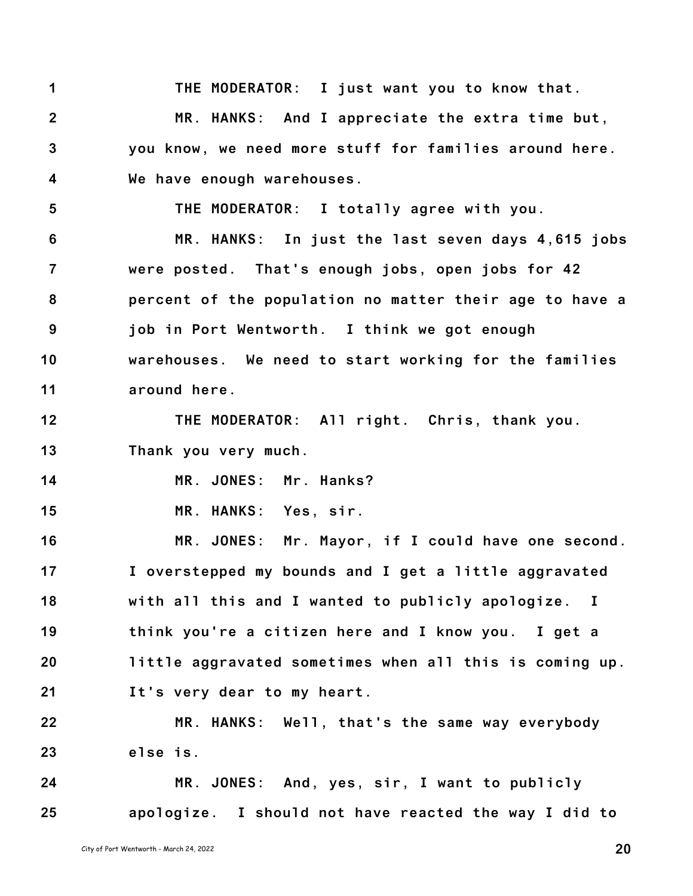THE MODERATOR: I just want you to know that.

MR. HANKS: And I appreciate the extra time but, you know, we need more stuff for families around here. We have enough warehouses.

THE MODERATOR: I totally agree with you.

MR. HANKS: In just the last seven days 4,615 jobs were posted. That's enough jobs, open jobs for 42 percent of the population no matter their age to have a job in Port Wentworth. I think we got enough warehouses. We need to start working for the families around here.

THE MODERATOR: All right. Chris, thank you. Thank you very much.

MR. JONES: Mr. Hanks?

MR. HANKS: Yes, sir.

MR. JONES: Mr. Mayor, if I could have one second. I overstepped my bounds and I get a little aggravated with all this and I wanted to publicly apologize. I think you're a citizen here and I know you. I get a little aggravated sometimes when all this is coming up. It's very dear to my heart.

MR. HANKS: Well, that's the same way everybody else is.

MR. JONES: And, yes, sir, I want to publicly apologize. I should not have reacted the way I did to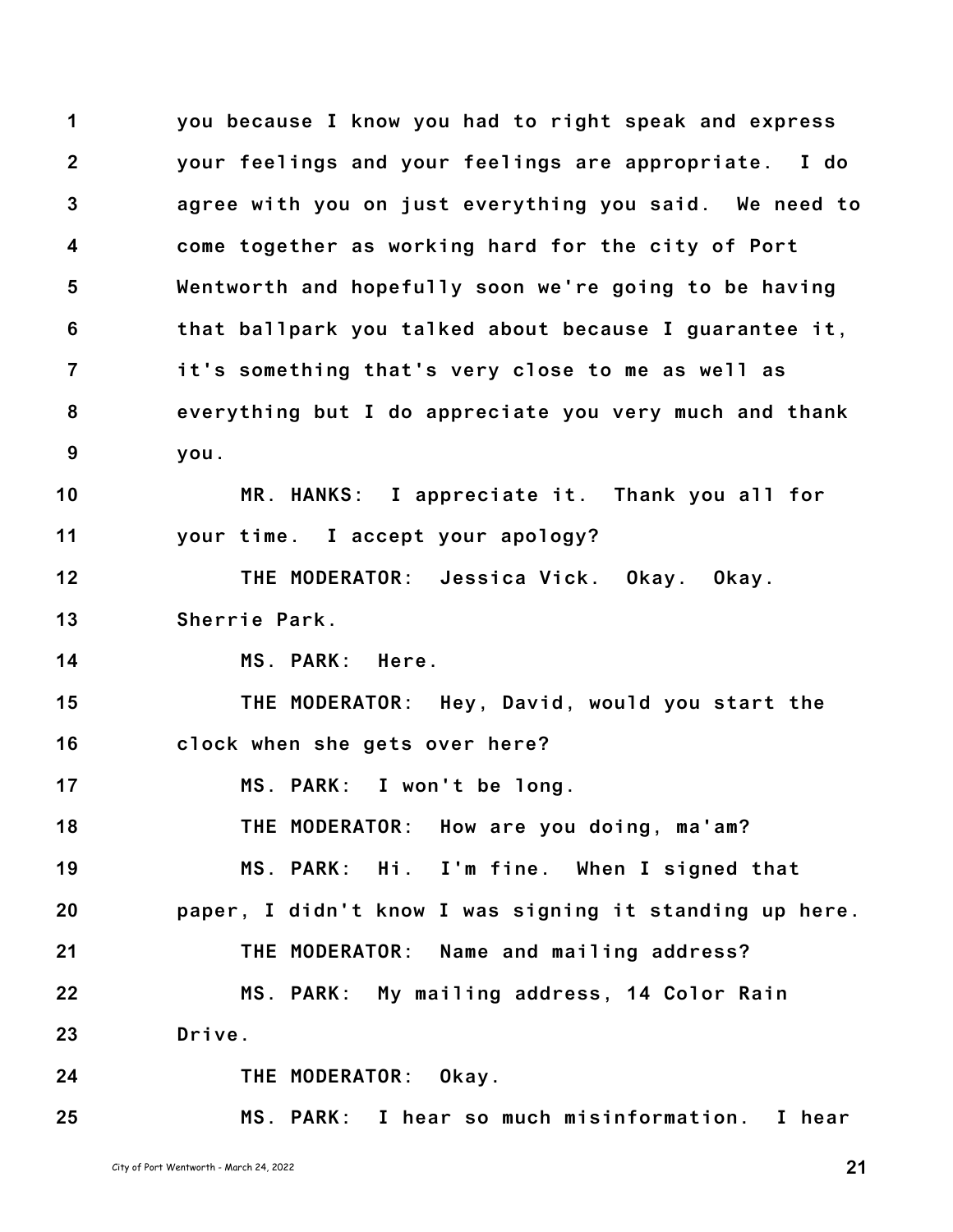you because I know you had to right speak and express your feelings and your feelings are appropriate. I do agree with you on just everything you said. We need to come together as working hard for the city of Port Wentworth and hopefully soon we're going to be having that ballpark you talked about because I guarantee it, it's something that's very close to me as well as everything but I do appreciate you very much and thank you.

MR. HANKS: I appreciate it. Thank you all for your time. I accept your apology?

THE MODERATOR: Jessica Vick. Okay. Okay. Sherrie Park.

MS. PARK: Here.

THE MODERATOR: Hey, David, would you start the clock when she gets over here?

MS. PARK: I won't be long.

THE MODERATOR: How are you doing, ma'am?

MS. PARK: Hi. I'm fine. When I signed that paper, I didn't know I was signing it standing up here.

THE MODERATOR: Name and mailing address?

MS. PARK: My mailing address, 14 Color Rain Drive.

THE MODERATOR: Okay.

MS. PARK: I hear so much misinformation. I hear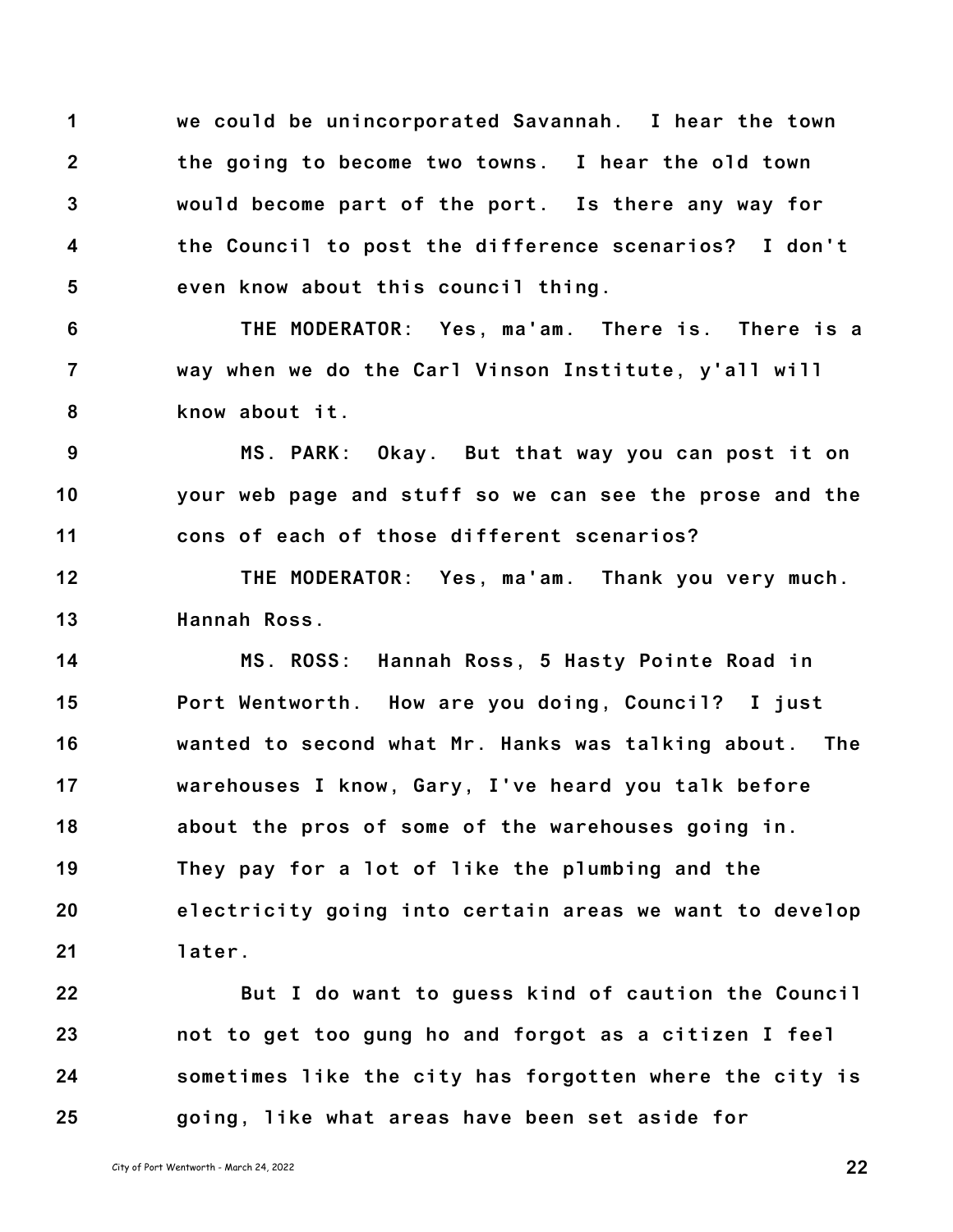we could be unincorporated Savannah. I hear the town the going to become two towns. I hear the old town would become part of the port. Is there any way for the Council to post the difference scenarios? I don't even know about this council thing.

THE MODERATOR: Yes, ma'am. There is. There is a way when we do the Carl Vinson Institute, y'all will know about it.

MS. PARK: Okay. But that way you can post it on your web page and stuff so we can see the prose and the cons of each of those different scenarios?

THE MODERATOR: Yes, ma'am. Thank you very much. Hannah Ross.

MS. ROSS: Hannah Ross, 5 Hasty Pointe Road in Port Wentworth. How are you doing, Council? I just wanted to second what Mr. Hanks was talking about. The warehouses I know, Gary, I've heard you talk before about the pros of some of the warehouses going in. They pay for a lot of like the plumbing and the electricity going into certain areas we want to develop later.

But I do want to guess kind of caution the Council not to get too gung ho and forgot as a citizen I feel sometimes like the city has forgotten where the city is going, like what areas have been set aside for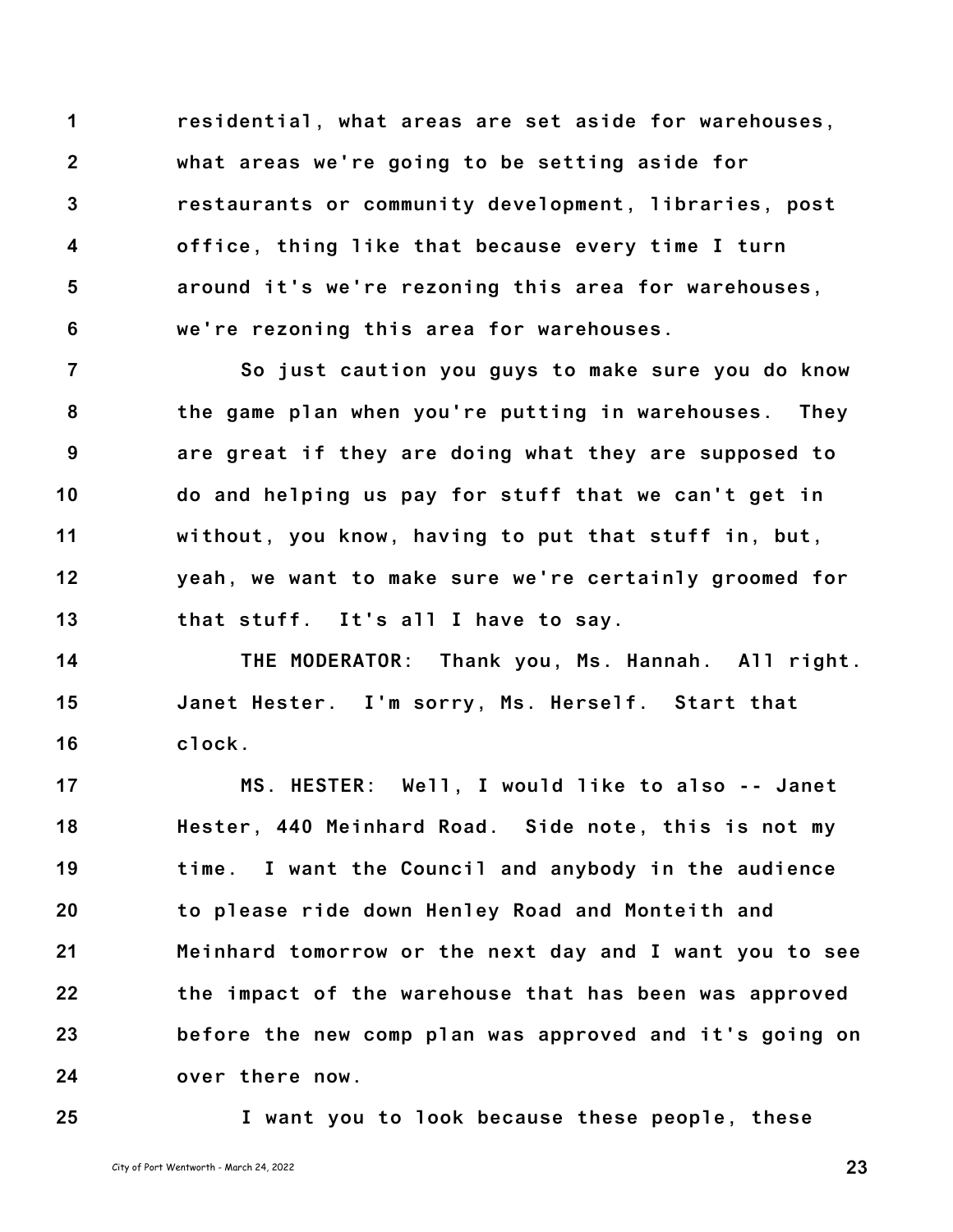residential, what areas are set aside for warehouses, what areas we're going to be setting aside for restaurants or community development, libraries, post office, thing like that because every time I turn around it's we're rezoning this area for warehouses, we're rezoning this area for warehouses.

So just caution you guys to make sure you do know the game plan when you're putting in warehouses. They are great if they are doing what they are supposed to do and helping us pay for stuff that we can't get in without, you know, having to put that stuff in, but, yeah, we want to make sure we're certainly groomed for that stuff. It's all I have to say.

THE MODERATOR: Thank you, Ms. Hannah. All right. Janet Hester. I'm sorry, Ms. Herself. Start that clock.

MS. HESTER: Well, I would like to also -- Janet Hester, 440 Meinhard Road. Side note, this is not my time. I want the Council and anybody in the audience to please ride down Henley Road and Monteith and Meinhard tomorrow or the next day and I want you to see the impact of the warehouse that has been was approved before the new comp plan was approved and it's going on over there now.

I want you to look because these people, these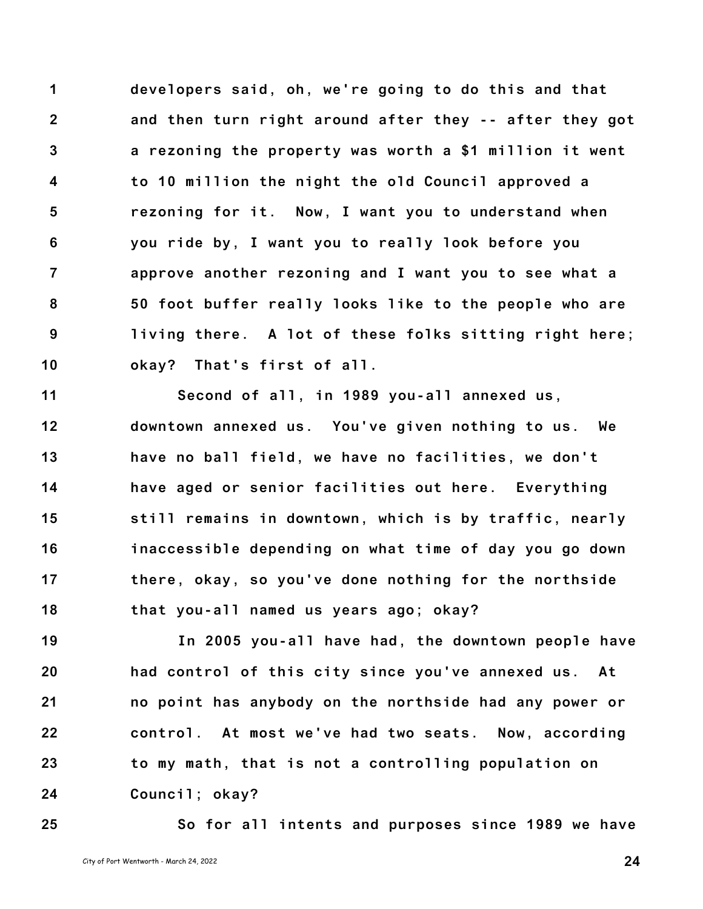developers said, oh, we're going to do this and that and then turn right around after they -- after they got a rezoning the property was worth a $1 million it went to 10 million the night the old Council approved a rezoning for it. Now, I want you to understand when you ride by, I want you to really look before you approve another rezoning and I want you to see what a 50 foot buffer really looks like to the people who are living there. A lot of these folks sitting right here; okay? That's first of all.

Second of all, in 1989 you-all annexed us, downtown annexed us. You've given nothing to us. We have no ball field, we have no facilities, we don't have aged or senior facilities out here. Everything still remains in downtown, which is by traffic, nearly inaccessible depending on what time of day you go down there, okay, so you've done nothing for the northside that you-all named us years ago; okay?

In 2005 you-all have had, the downtown people have had control of this city since you've annexed us. At no point has anybody on the northside had any power or control. At most we've had two seats. Now, according to my math, that is not a controlling population on Council; okay?

So for all intents and purposes since 1989 we have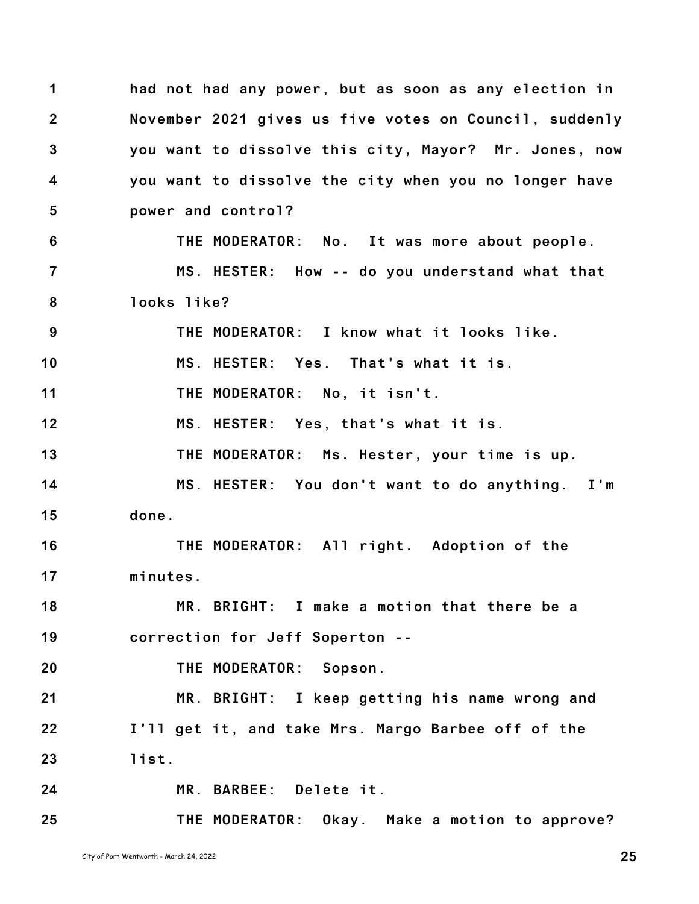had not had any power, but as soon as any election in November 2021 gives us five votes on Council, suddenly you want to dissolve this city, Mayor? Mr. Jones, now you want to dissolve the city when you no longer have power and control?

THE MODERATOR: No. It was more about people.

MS. HESTER: How -- do you understand what that looks like?

THE MODERATOR: I know what it looks like.

MS. HESTER: Yes. That's what it is.

THE MODERATOR: No, it isn't.

MS. HESTER: Yes, that's what it is.

THE MODERATOR: Ms. Hester, your time is up.

MS. HESTER: You don't want to do anything. I'm done.

THE MODERATOR: All right. Adoption of the minutes.

MR. BRIGHT: I make a motion that there be a correction for Jeff Soperton --

THE MODERATOR: Sopson.

MR. BRIGHT: I keep getting his name wrong and I'll get it, and take Mrs. Margo Barbee off of the list.

MR. BARBEE: Delete it.

THE MODERATOR: Okay. Make a motion to approve?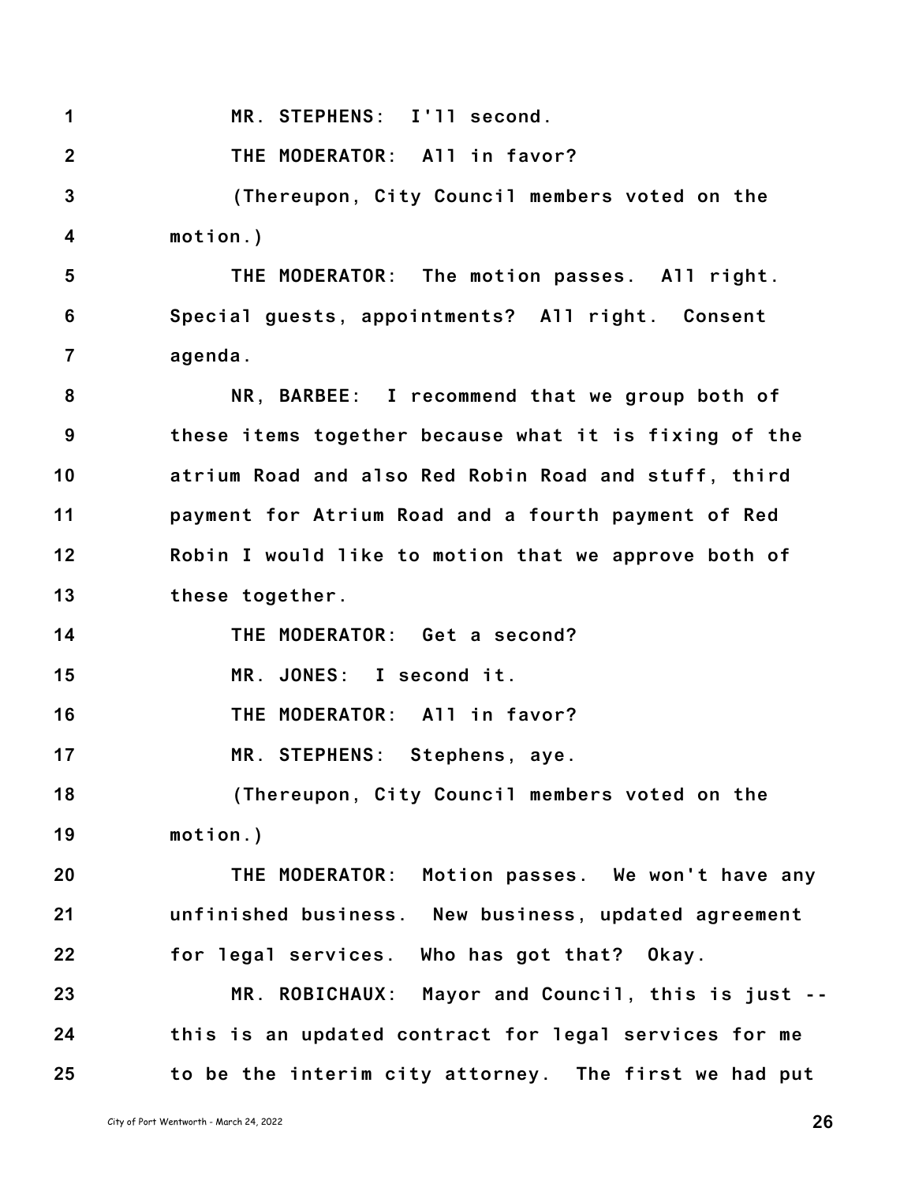MR. STEPHENS: I'll second.

THE MODERATOR: All in favor?

(Thereupon, City Council members voted on the motion.)

THE MODERATOR: The motion passes. All right. Special guests, appointments? All right. Consent agenda.

NR, BARBEE: I recommend that we group both of these items together because what it is fixing of the atrium Road and also Red Robin Road and stuff, third payment for Atrium Road and a fourth payment of Red Robin I would like to motion that we approve both of these together.

THE MODERATOR: Get a second?

MR. JONES: I second it.

THE MODERATOR: All in favor?

MR. STEPHENS: Stephens, aye.

(Thereupon, City Council members voted on the motion.)

THE MODERATOR: Motion passes. We won't have any unfinished business. New business, updated agreement for legal services. Who has got that? Okay.

MR. ROBICHAUX: Mayor and Council, this is just -- this is an updated contract for legal services for me to be the interim city attorney. The first we had put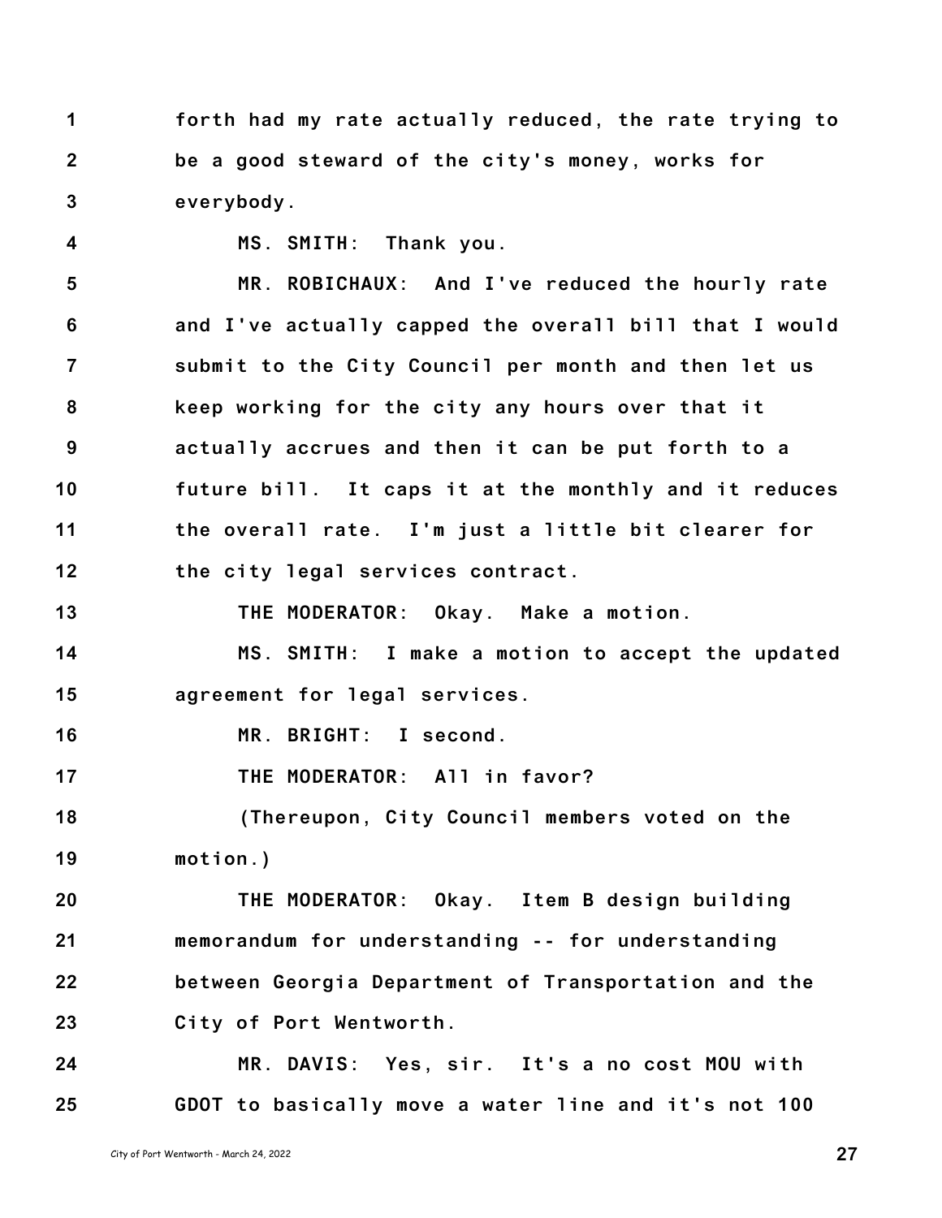forth had my rate actually reduced, the rate trying to be a good steward of the city's money, works for everybody.

MS. SMITH: Thank you.

MR. ROBICHAUX: And I've reduced the hourly rate and I've actually capped the overall bill that I would submit to the City Council per month and then let us keep working for the city any hours over that it actually accrues and then it can be put forth to a future bill. It caps it at the monthly and it reduces the overall rate. I'm just a little bit clearer for the city legal services contract.

THE MODERATOR: Okay. Make a motion.

MS. SMITH: I make a motion to accept the updated agreement for legal services.

MR. BRIGHT: I second.

THE MODERATOR: All in favor?

(Thereupon, City Council members voted on the motion.)

THE MODERATOR: Okay. Item B design building memorandum for understanding -- for understanding between Georgia Department of Transportation and the City of Port Wentworth.

MR. DAVIS: Yes, sir. It's a no cost MOU with GDOT to basically move a water line and it's not 100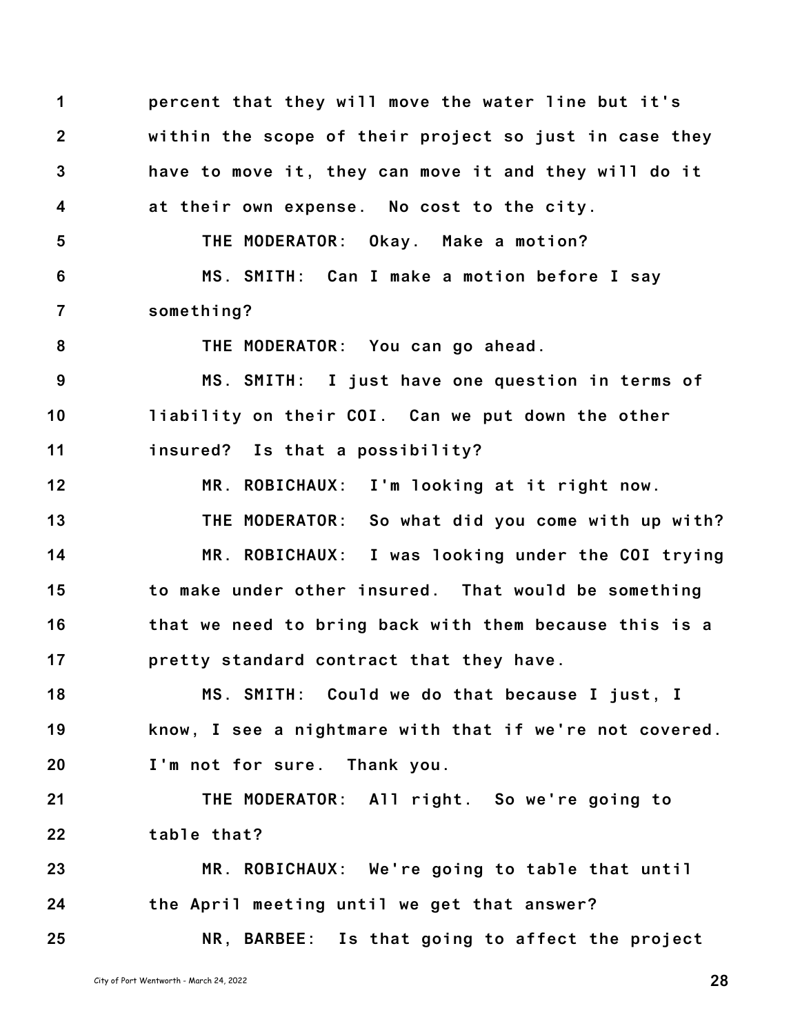1 percent that they will move the water line but it's
2 within the scope of their project so just in case they
3 have to move it, they can move it and they will do it
4 at their own expense. No cost to the city.
5 THE MODERATOR: Okay. Make a motion?
6 MS. SMITH: Can I make a motion before I say
7 something?
8 THE MODERATOR: You can go ahead.
9 MS. SMITH: I just have one question in terms of
10 liability on their COI. Can we put down the other
11 insured? Is that a possibility?
12 MR. ROBICHAUX: I'm looking at it right now.
13 THE MODERATOR: So what did you come with up with?
14 MR. ROBICHAUX: I was looking under the COI trying
15 to make under other insured. That would be something
16 that we need to bring back with them because this is a
17 pretty standard contract that they have.
18 MS. SMITH: Could we do that because I just, I
19 know, I see a nightmare with that if we're not covered.
20 I'm not for sure. Thank you.
21 THE MODERATOR: All right. So we're going to
22 table that?
23 MR. ROBICHAUX: We're going to table that until
24 the April meeting until we get that answer?
25 NR, BARBEE: Is that going to affect the project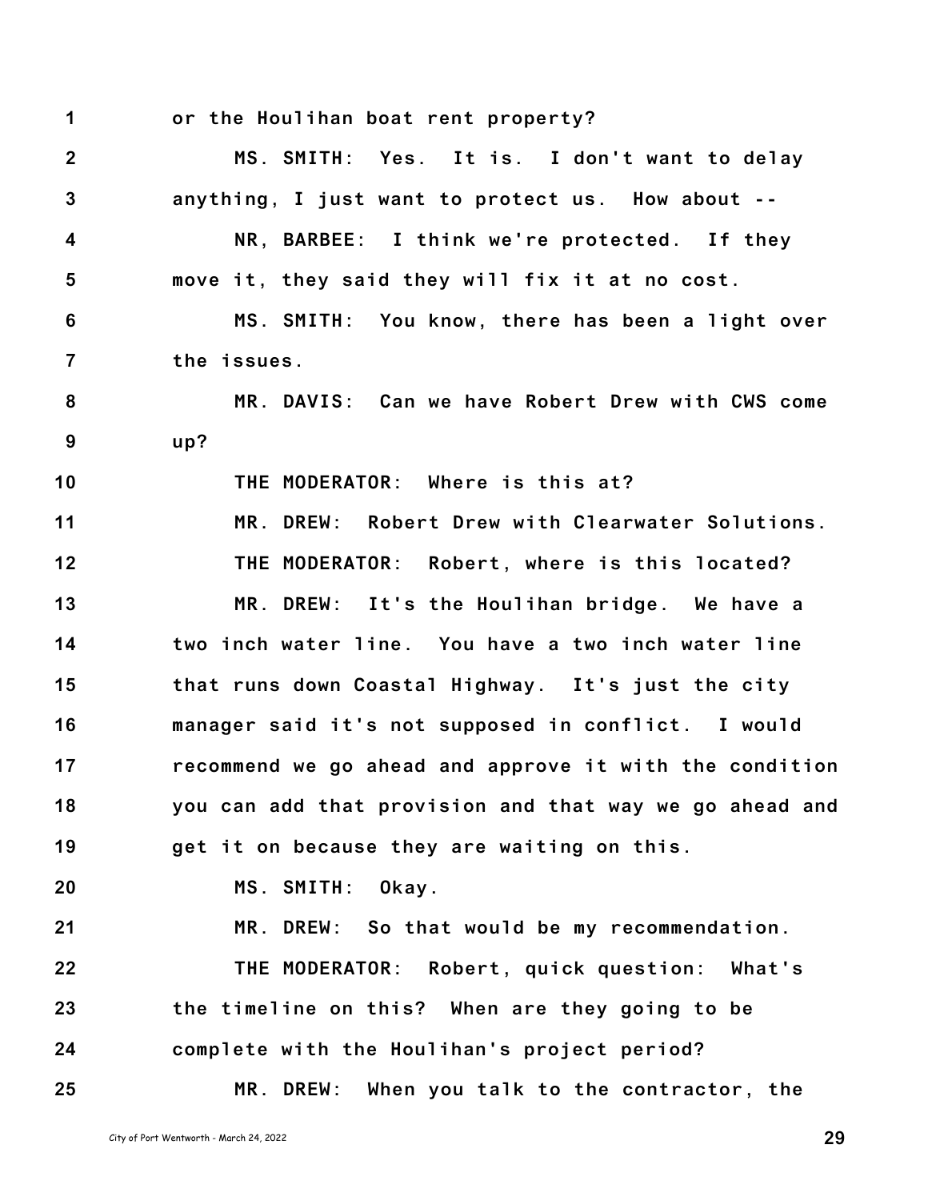1 or the Houlihan boat rent property?

2 MS. SMITH: Yes. It is. I don't want to delay

3 anything, I just want to protect us. How about --

4 NR, BARBEE: I think we're protected. If they

5 move it, they said they will fix it at no cost.

6 MS. SMITH: You know, there has been a light over

7 the issues.

8 MR. DAVIS: Can we have Robert Drew with CWS come

9 up?

10 THE MODERATOR: Where is this at?

11 MR. DREW: Robert Drew with Clearwater Solutions.

12 THE MODERATOR: Robert, where is this located?

13 MR. DREW: It's the Houlihan bridge. We have a

14 two inch water line. You have a two inch water line

15 that runs down Coastal Highway. It's just the city

16 manager said it's not supposed in conflict. I would

17 recommend we go ahead and approve it with the condition

18 you can add that provision and that way we go ahead and

19 get it on because they are waiting on this.

20 MS. SMITH: Okay.

21 MR. DREW: So that would be my recommendation.

22 THE MODERATOR: Robert, quick question: What's

23 the timeline on this? When are they going to be

24 complete with the Houlihan's project period?

25 MR. DREW: When you talk to the contractor, the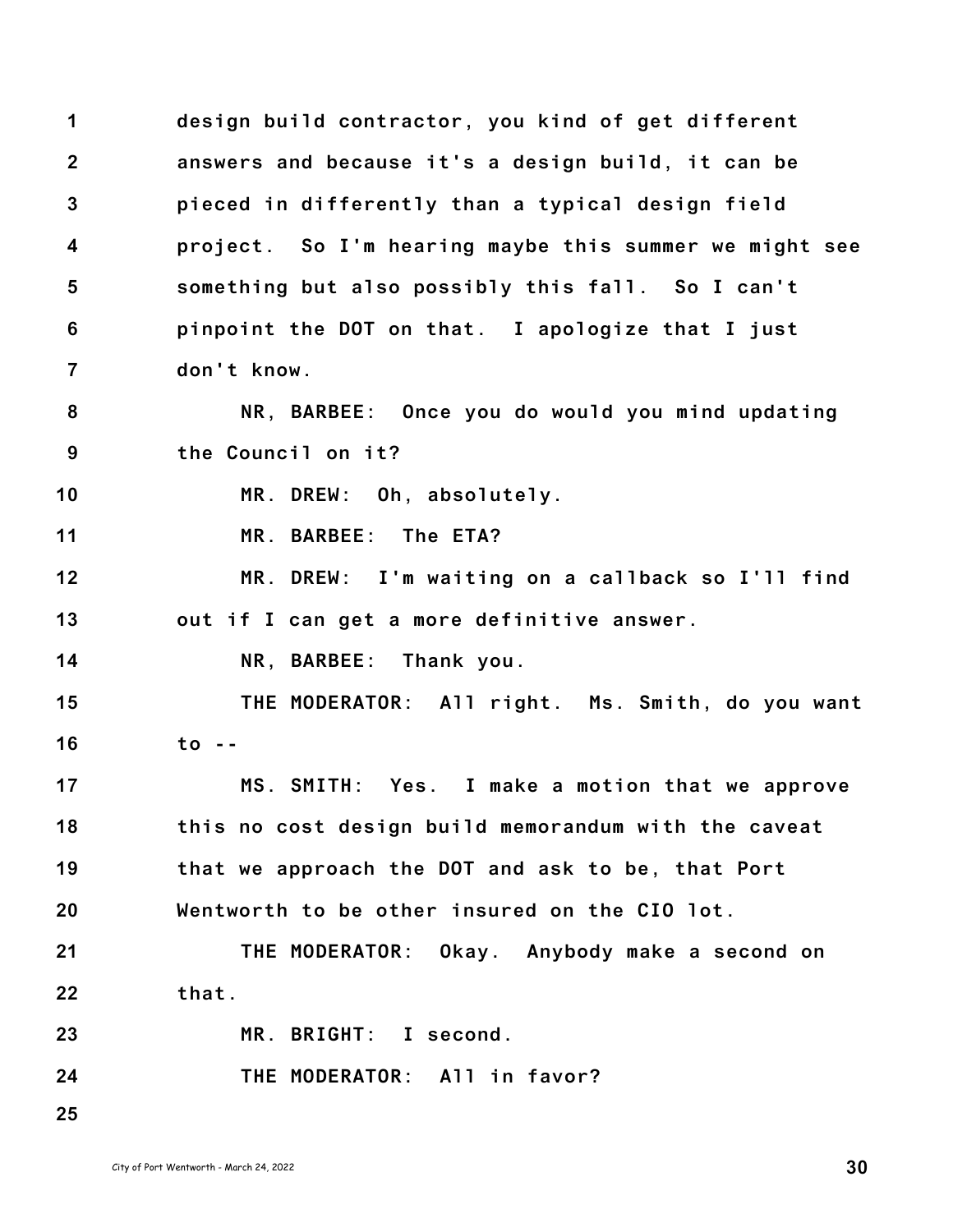design build contractor, you kind of get different answers and because it's a design build, it can be pieced in differently than a typical design field project. So I'm hearing maybe this summer we might see something but also possibly this fall. So I can't pinpoint the DOT on that. I apologize that I just don't know.

NR, BARBEE: Once you do would you mind updating the Council on it?

MR. DREW: Oh, absolutely.

MR. BARBEE: The ETA?

MR. DREW: I'm waiting on a callback so I'll find out if I can get a more definitive answer.

NR, BARBEE: Thank you.

THE MODERATOR: All right. Ms. Smith, do you want to --

MS. SMITH: Yes. I make a motion that we approve this no cost design build memorandum with the caveat that we approach the DOT and ask to be, that Port Wentworth to be other insured on the CIO lot.

THE MODERATOR: Okay. Anybody make a second on that.

MR. BRIGHT: I second.

THE MODERATOR: All in favor?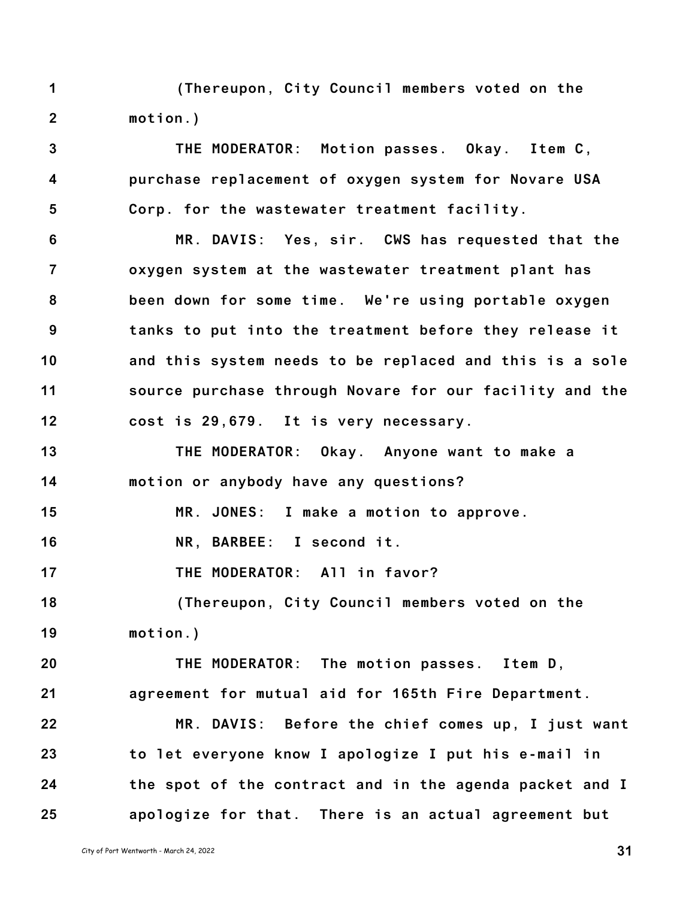(Thereupon, City Council members voted on the motion.)

THE MODERATOR: Motion passes. Okay. Item C, purchase replacement of oxygen system for Novare USA Corp. for the wastewater treatment facility.

MR. DAVIS: Yes, sir. CWS has requested that the oxygen system at the wastewater treatment plant has been down for some time. We're using portable oxygen tanks to put into the treatment before they release it and this system needs to be replaced and this is a sole source purchase through Novare for our facility and the cost is 29,679. It is very necessary.

THE MODERATOR: Okay. Anyone want to make a motion or anybody have any questions?

MR. JONES: I make a motion to approve.

NR, BARBEE: I second it.

THE MODERATOR: All in favor?

(Thereupon, City Council members voted on the motion.)

THE MODERATOR: The motion passes. Item D, agreement for mutual aid for 165th Fire Department.

MR. DAVIS: Before the chief comes up, I just want to let everyone know I apologize I put his e-mail in the spot of the contract and in the agenda packet and I apologize for that. There is an actual agreement but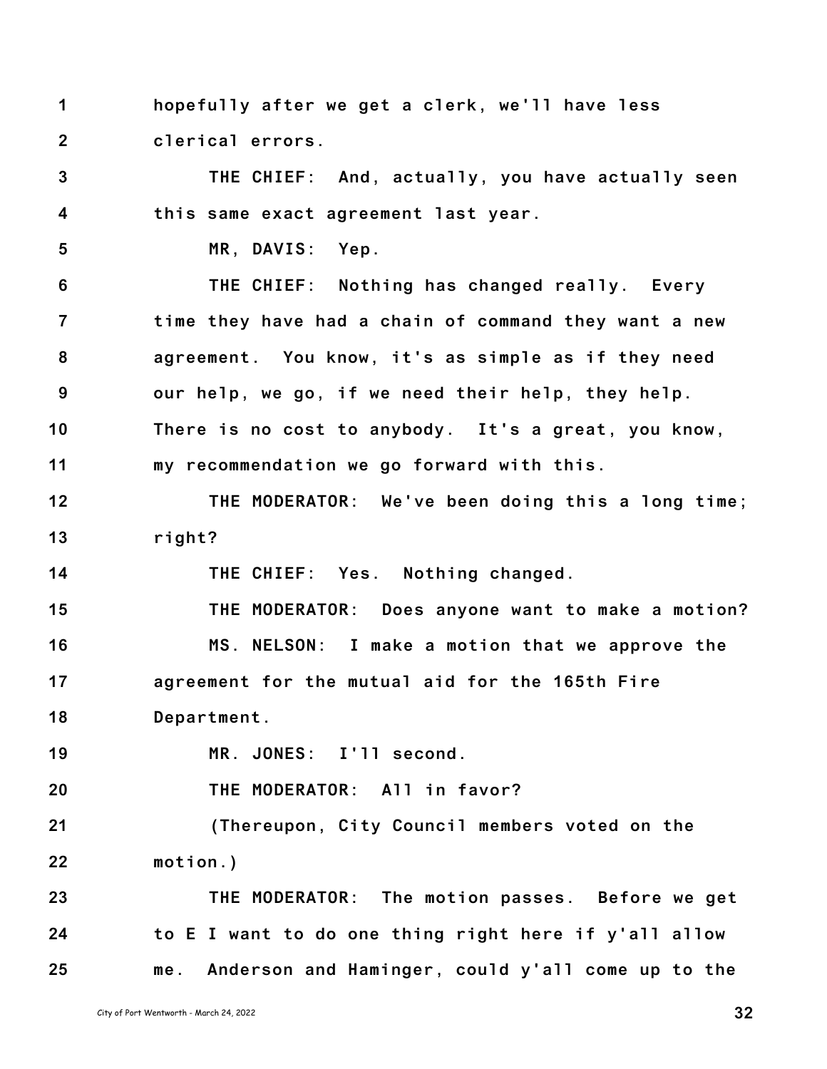hopefully after we get a clerk, we'll have less clerical errors.

THE CHIEF: And, actually, you have actually seen this same exact agreement last year.

MR, DAVIS: Yep.

THE CHIEF: Nothing has changed really. Every time they have had a chain of command they want a new agreement. You know, it's as simple as if they need our help, we go, if we need their help, they help. There is no cost to anybody. It's a great, you know, my recommendation we go forward with this.

THE MODERATOR: We've been doing this a long time; right?

THE CHIEF: Yes. Nothing changed.

THE MODERATOR: Does anyone want to make a motion?

MS. NELSON: I make a motion that we approve the agreement for the mutual aid for the 165th Fire Department.

MR. JONES: I'll second.

THE MODERATOR: All in favor?

(Thereupon, City Council members voted on the motion.)

THE MODERATOR: The motion passes. Before we get to E I want to do one thing right here if y'all allow me. Anderson and Haminger, could y'all come up to the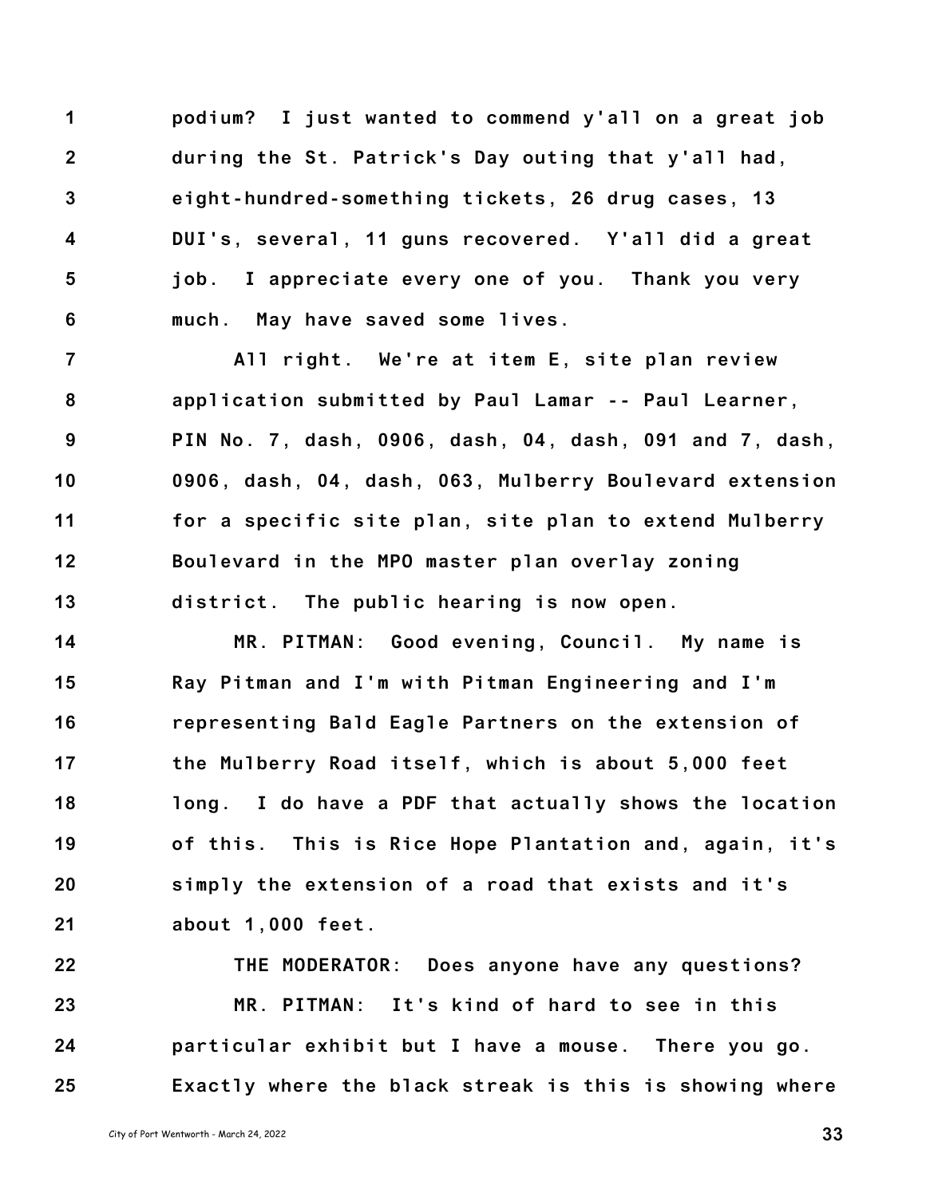podium? I just wanted to commend y'all on a great job during the St. Patrick's Day outing that y'all had, eight-hundred-something tickets, 26 drug cases, 13 DUI's, several, 11 guns recovered. Y'all did a great job. I appreciate every one of you. Thank you very much. May have saved some lives.

All right. We're at item E, site plan review application submitted by Paul Lamar -- Paul Learner, PIN No. 7, dash, 0906, dash, 04, dash, 091 and 7, dash, 0906, dash, 04, dash, 063, Mulberry Boulevard extension for a specific site plan, site plan to extend Mulberry Boulevard in the MPO master plan overlay zoning district. The public hearing is now open.

MR. PITMAN: Good evening, Council. My name is Ray Pitman and I'm with Pitman Engineering and I'm representing Bald Eagle Partners on the extension of the Mulberry Road itself, which is about 5,000 feet long. I do have a PDF that actually shows the location of this. This is Rice Hope Plantation and, again, it's simply the extension of a road that exists and it's about 1,000 feet.

THE MODERATOR: Does anyone have any questions?

MR. PITMAN: It's kind of hard to see in this particular exhibit but I have a mouse. There you go. Exactly where the black streak is this is showing where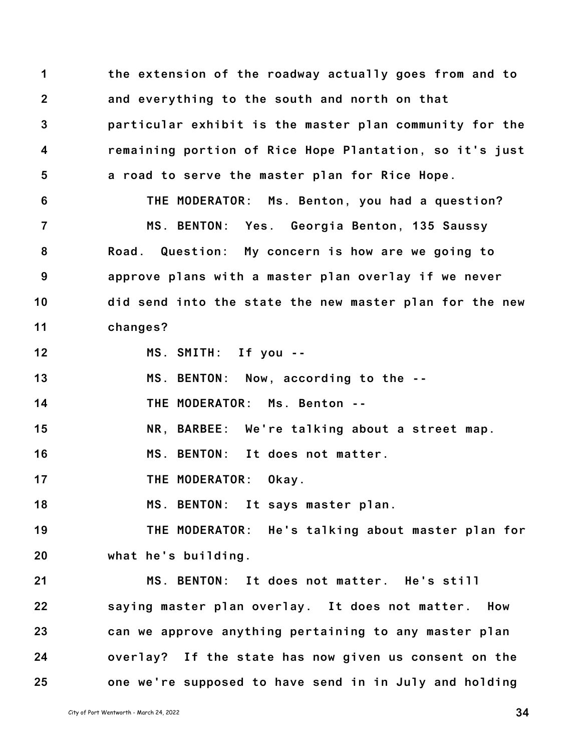the extension of the roadway actually goes from and to and everything to the south and north on that particular exhibit is the master plan community for the remaining portion of Rice Hope Plantation, so it's just a road to serve the master plan for Rice Hope.

THE MODERATOR: Ms. Benton, you had a question?

MS. BENTON: Yes. Georgia Benton, 135 Saussy Road. Question: My concern is how are we going to approve plans with a master plan overlay if we never did send into the state the new master plan for the new changes?

MS. SMITH: If you --

MS. BENTON: Now, according to the --

THE MODERATOR: Ms. Benton --

NR, BARBEE: We're talking about a street map.

MS. BENTON: It does not matter.

THE MODERATOR: Okay.

MS. BENTON: It says master plan.

THE MODERATOR: He's talking about master plan for what he's building.

MS. BENTON: It does not matter. He's still saying master plan overlay. It does not matter. How can we approve anything pertaining to any master plan overlay? If the state has now given us consent on the one we're supposed to have send in in July and holding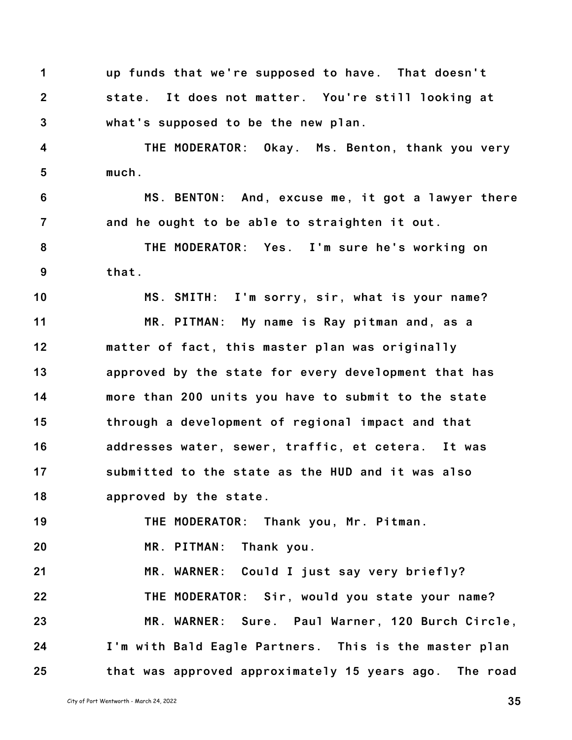up funds that we're supposed to have. That doesn't state. It does not matter. You're still looking at what's supposed to be the new plan.

THE MODERATOR: Okay. Ms. Benton, thank you very much.

MS. BENTON: And, excuse me, it got a lawyer there and he ought to be able to straighten it out.

THE MODERATOR: Yes. I'm sure he's working on that.

MS. SMITH: I'm sorry, sir, what is your name?

MR. PITMAN: My name is Ray pitman and, as a matter of fact, this master plan was originally approved by the state for every development that has more than 200 units you have to submit to the state through a development of regional impact and that addresses water, sewer, traffic, et cetera. It was submitted to the state as the HUD and it was also approved by the state.

THE MODERATOR: Thank you, Mr. Pitman.

MR. PITMAN: Thank you.

MR. WARNER: Could I just say very briefly?

THE MODERATOR: Sir, would you state your name?

MR. WARNER: Sure. Paul Warner, 120 Burch Circle, I'm with Bald Eagle Partners. This is the master plan that was approved approximately 15 years ago. The road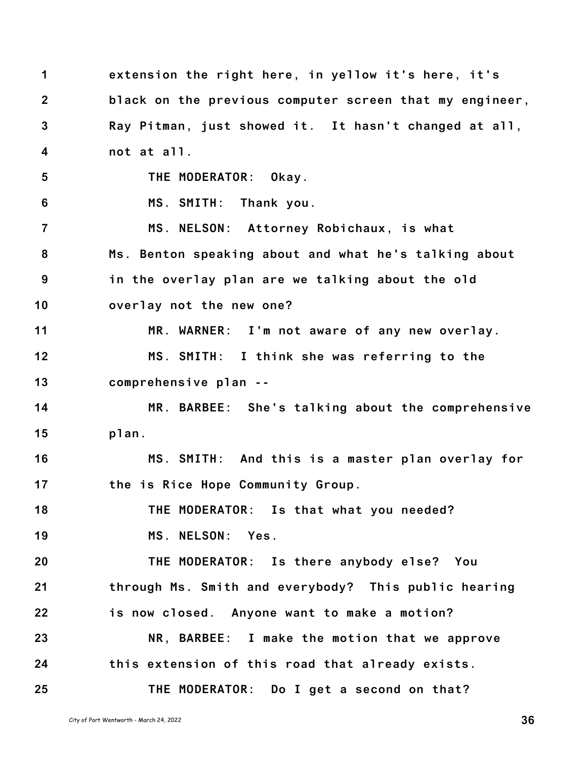extension the right here, in yellow it's here, it's black on the previous computer screen that my engineer, Ray Pitman, just showed it. It hasn't changed at all, not at all.

THE MODERATOR: Okay.

MS. SMITH: Thank you.

MS. NELSON: Attorney Robichaux, is what Ms. Benton speaking about and what he's talking about in the overlay plan are we talking about the old overlay not the new one?

MR. WARNER: I'm not aware of any new overlay.

MS. SMITH: I think she was referring to the comprehensive plan --

MR. BARBEE: She's talking about the comprehensive plan.

MS. SMITH: And this is a master plan overlay for the is Rice Hope Community Group.

THE MODERATOR: Is that what you needed?

MS. NELSON: Yes.

THE MODERATOR: Is there anybody else? You through Ms. Smith and everybody? This public hearing is now closed. Anyone want to make a motion?

NR, BARBEE: I make the motion that we approve this extension of this road that already exists.

THE MODERATOR: Do I get a second on that?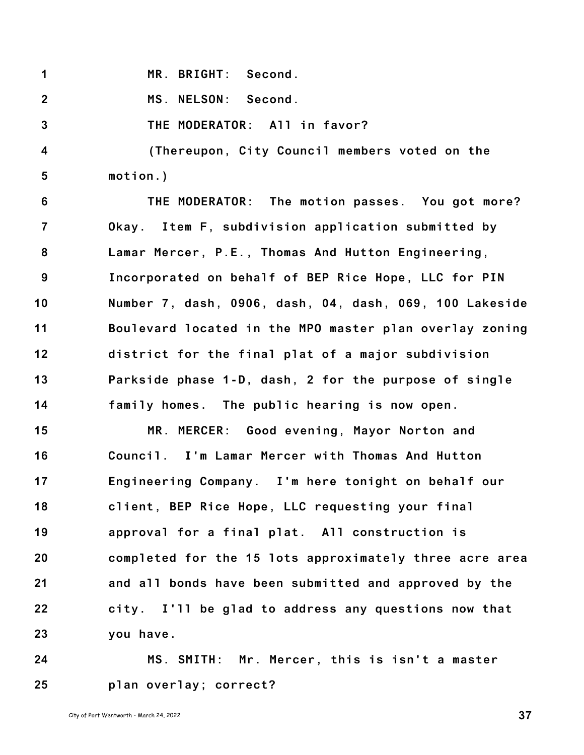MR. BRIGHT: Second.

MS. NELSON: Second.

THE MODERATOR: All in favor?

(Thereupon, City Council members voted on the motion.)

THE MODERATOR: The motion passes. You got more? Okay. Item F, subdivision application submitted by Lamar Mercer, P.E., Thomas And Hutton Engineering, Incorporated on behalf of BEP Rice Hope, LLC for PIN Number 7, dash, 0906, dash, 04, dash, 069, 100 Lakeside Boulevard located in the MPO master plan overlay zoning district for the final plat of a major subdivision Parkside phase 1-D, dash, 2 for the purpose of single family homes. The public hearing is now open.

MR. MERCER: Good evening, Mayor Norton and Council. I'm Lamar Mercer with Thomas And Hutton Engineering Company. I'm here tonight on behalf our client, BEP Rice Hope, LLC requesting your final approval for a final plat. All construction is completed for the 15 lots approximately three acre area and all bonds have been submitted and approved by the city. I'll be glad to address any questions now that you have.

MS. SMITH: Mr. Mercer, this is isn't a master plan overlay; correct?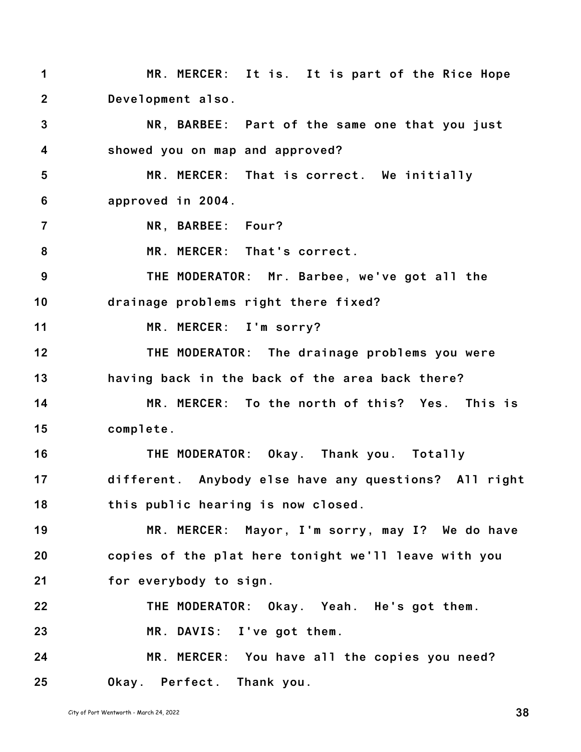1 MR. MERCER: It is. It is part of the Rice Hope
2 Development also.
3 NR, BARBEE: Part of the same one that you just
4 showed you on map and approved?
5 MR. MERCER: That is correct. We initially
6 approved in 2004.
7 NR, BARBEE: Four?
8 MR. MERCER: That's correct.
9 THE MODERATOR: Mr. Barbee, we've got all the
10 drainage problems right there fixed?
11 MR. MERCER: I'm sorry?
12 THE MODERATOR: The drainage problems you were
13 having back in the back of the area back there?
14 MR. MERCER: To the north of this? Yes. This is
15 complete.
16 THE MODERATOR: Okay. Thank you. Totally
17 different. Anybody else have any questions? All right
18 this public hearing is now closed.
19 MR. MERCER: Mayor, I'm sorry, may I? We do have
20 copies of the plat here tonight we'll leave with you
21 for everybody to sign.
22 THE MODERATOR: Okay. Yeah. He's got them.
23 MR. DAVIS: I've got them.
24 MR. MERCER: You have all the copies you need?
25 Okay. Perfect. Thank you.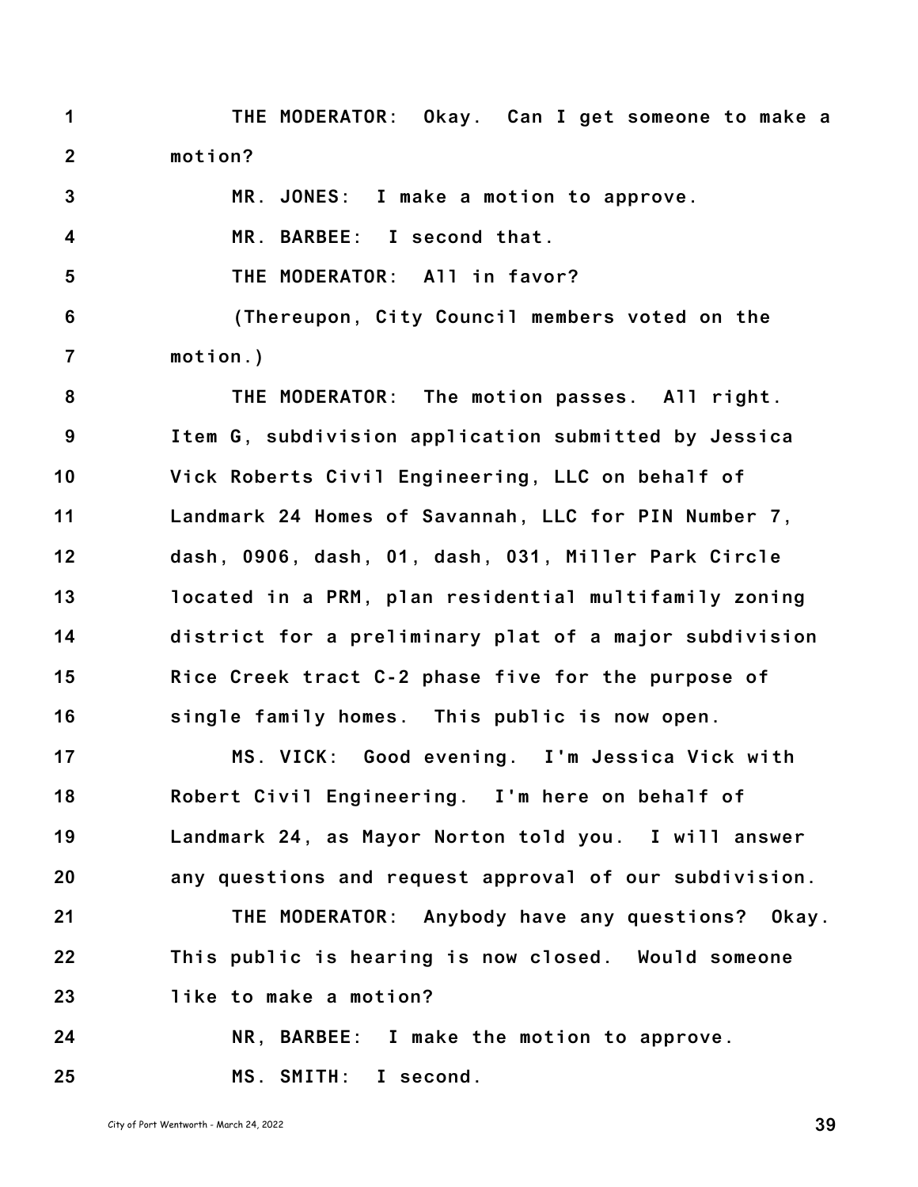THE MODERATOR: Okay. Can I get someone to make a motion?

MR. JONES: I make a motion to approve.

MR. BARBEE: I second that.

THE MODERATOR: All in favor?

(Thereupon, City Council members voted on the motion.)

THE MODERATOR: The motion passes. All right. Item G, subdivision application submitted by Jessica Vick Roberts Civil Engineering, LLC on behalf of Landmark 24 Homes of Savannah, LLC for PIN Number 7, dash, 0906, dash, 01, dash, 031, Miller Park Circle located in a PRM, plan residential multifamily zoning district for a preliminary plat of a major subdivision Rice Creek tract C-2 phase five for the purpose of single family homes. This public is now open.

MS. VICK: Good evening. I'm Jessica Vick with Robert Civil Engineering. I'm here on behalf of Landmark 24, as Mayor Norton told you. I will answer any questions and request approval of our subdivision.

THE MODERATOR: Anybody have any questions? Okay. This public is hearing is now closed. Would someone like to make a motion?

NR, BARBEE: I make the motion to approve.

MS. SMITH: I second.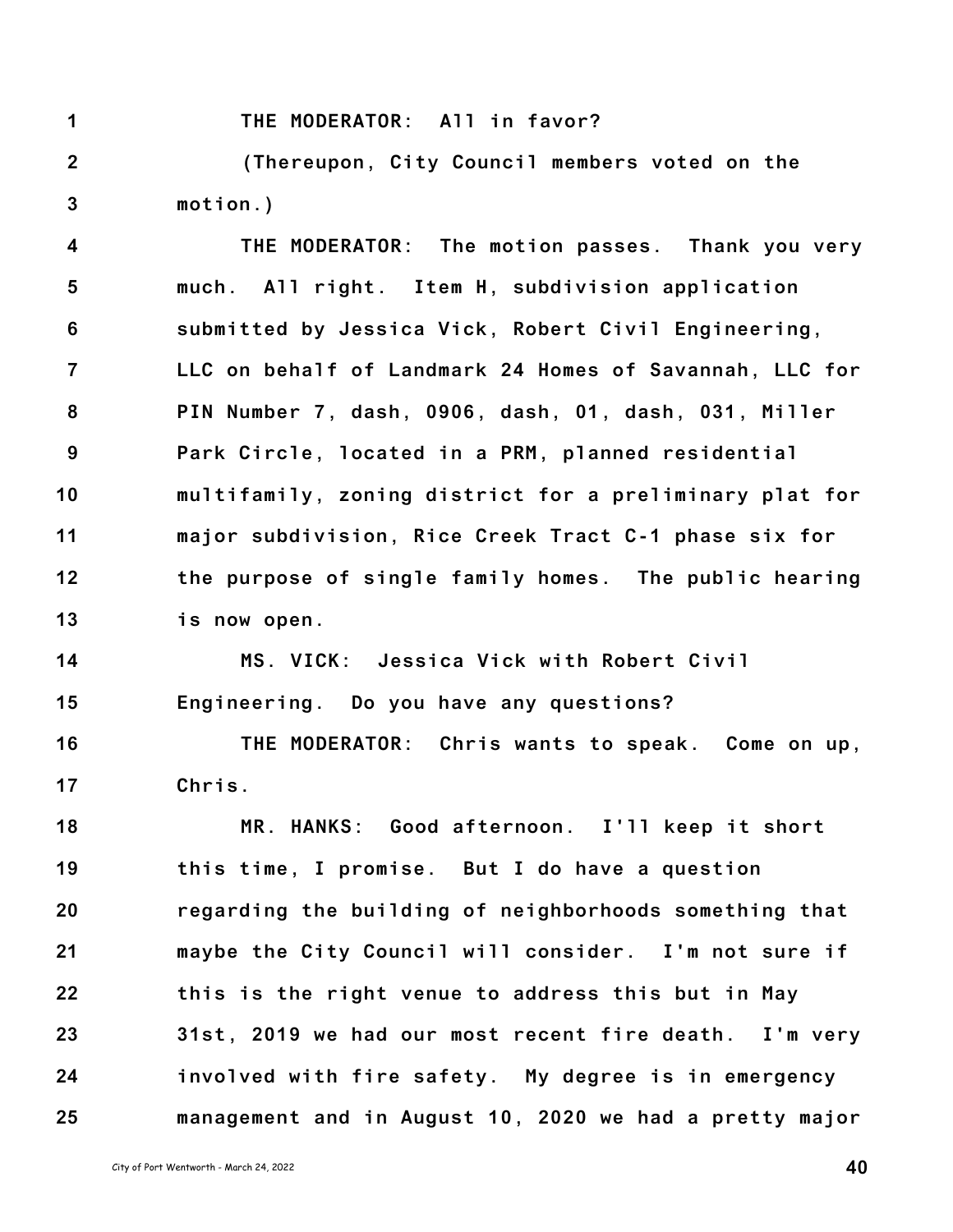THE MODERATOR: All in favor?

(Thereupon, City Council members voted on the motion.)

THE MODERATOR: The motion passes. Thank you very much. All right. Item H, subdivision application submitted by Jessica Vick, Robert Civil Engineering, LLC on behalf of Landmark 24 Homes of Savannah, LLC for PIN Number 7, dash, 0906, dash, 01, dash, 031, Miller Park Circle, located in a PRM, planned residential multifamily, zoning district for a preliminary plat for major subdivision, Rice Creek Tract C-1 phase six for the purpose of single family homes. The public hearing is now open.

MS. VICK: Jessica Vick with Robert Civil Engineering. Do you have any questions?

THE MODERATOR: Chris wants to speak. Come on up, Chris.

MR. HANKS: Good afternoon. I'll keep it short this time, I promise. But I do have a question regarding the building of neighborhoods something that maybe the City Council will consider. I'm not sure if this is the right venue to address this but in May 31st, 2019 we had our most recent fire death. I'm very involved with fire safety. My degree is in emergency management and in August 10, 2020 we had a pretty major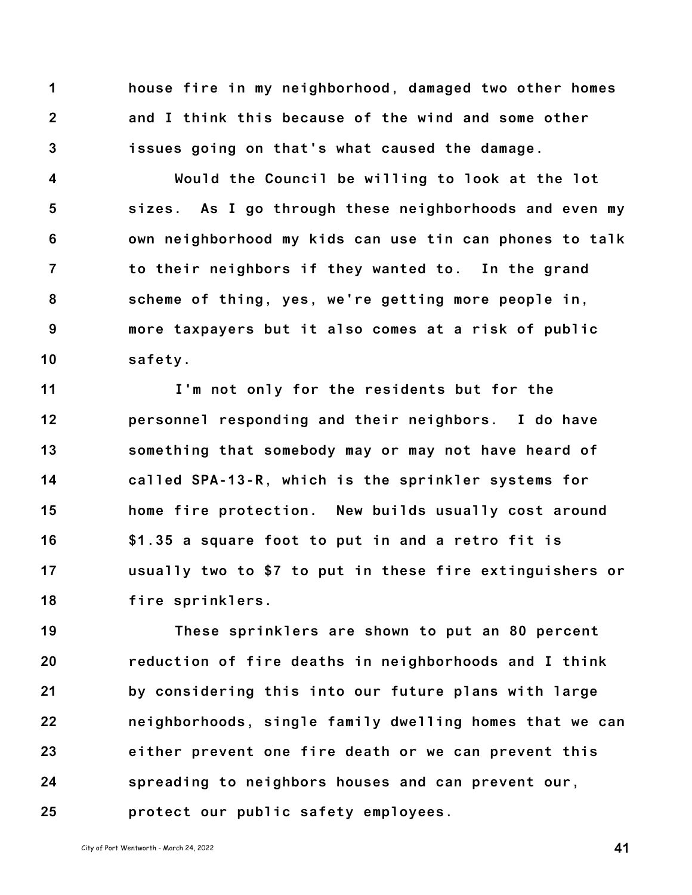house fire in my neighborhood, damaged two other homes and I think this because of the wind and some other issues going on that's what caused the damage.

Would the Council be willing to look at the lot sizes. As I go through these neighborhoods and even my own neighborhood my kids can use tin can phones to talk to their neighbors if they wanted to. In the grand scheme of thing, yes, we're getting more people in, more taxpayers but it also comes at a risk of public safety.

I'm not only for the residents but for the personnel responding and their neighbors. I do have something that somebody may or may not have heard of called SPA-13-R, which is the sprinkler systems for home fire protection. New builds usually cost around $1.35 a square foot to put in and a retro fit is usually two to $7 to put in these fire extinguishers or fire sprinklers.

These sprinklers are shown to put an 80 percent reduction of fire deaths in neighborhoods and I think by considering this into our future plans with large neighborhoods, single family dwelling homes that we can either prevent one fire death or we can prevent this spreading to neighbors houses and can prevent our, protect our public safety employees.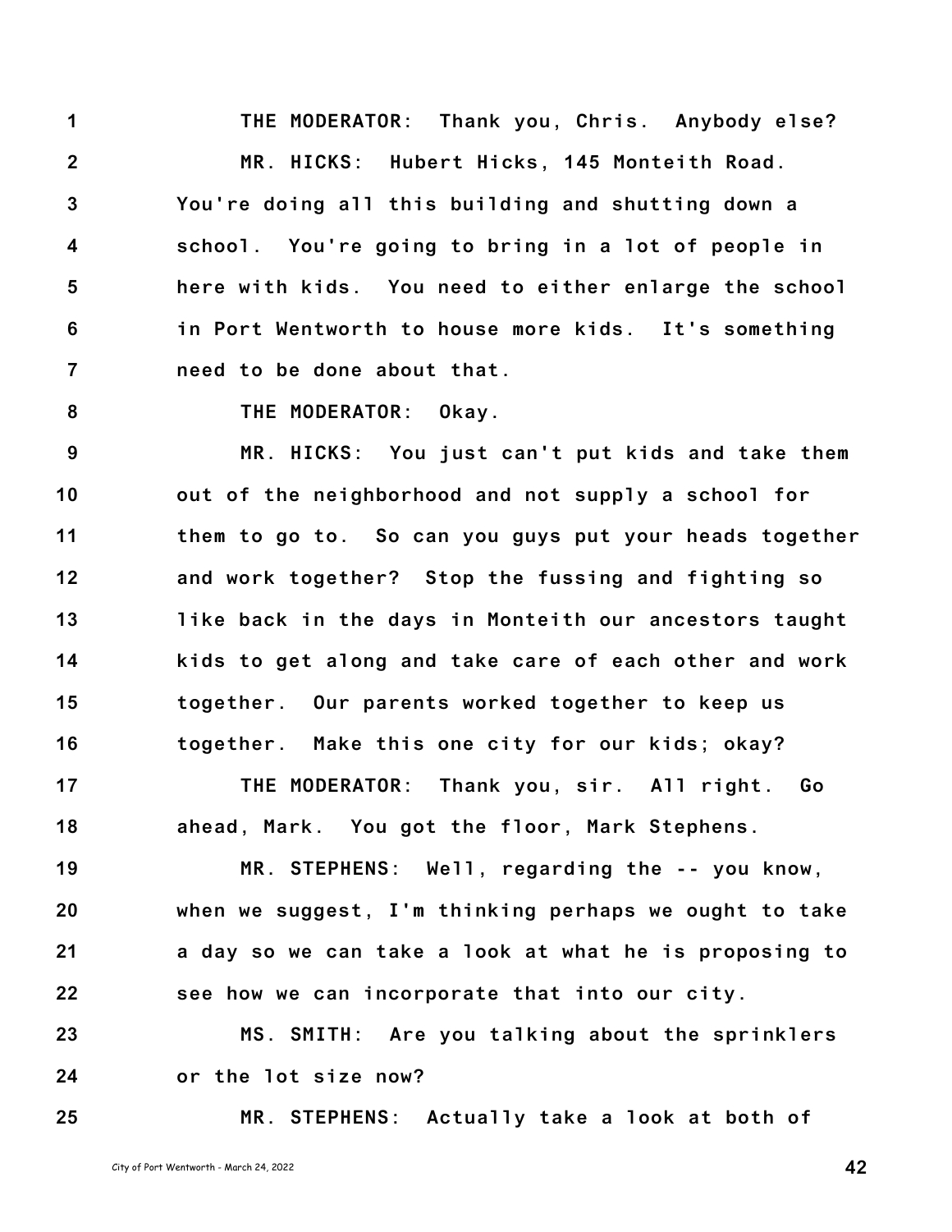THE MODERATOR: Thank you, Chris. Anybody else?

MR. HICKS: Hubert Hicks, 145 Monteith Road. You're doing all this building and shutting down a school. You're going to bring in a lot of people in here with kids. You need to either enlarge the school in Port Wentworth to house more kids. It's something need to be done about that.

THE MODERATOR: Okay.

MR. HICKS: You just can't put kids and take them out of the neighborhood and not supply a school for them to go to. So can you guys put your heads together and work together? Stop the fussing and fighting so like back in the days in Monteith our ancestors taught kids to get along and take care of each other and work together. Our parents worked together to keep us together. Make this one city for our kids; okay?

THE MODERATOR: Thank you, sir. All right. Go ahead, Mark. You got the floor, Mark Stephens.

MR. STEPHENS: Well, regarding the -- you know, when we suggest, I'm thinking perhaps we ought to take a day so we can take a look at what he is proposing to see how we can incorporate that into our city.

MS. SMITH: Are you talking about the sprinklers or the lot size now?

MR. STEPHENS: Actually take a look at both of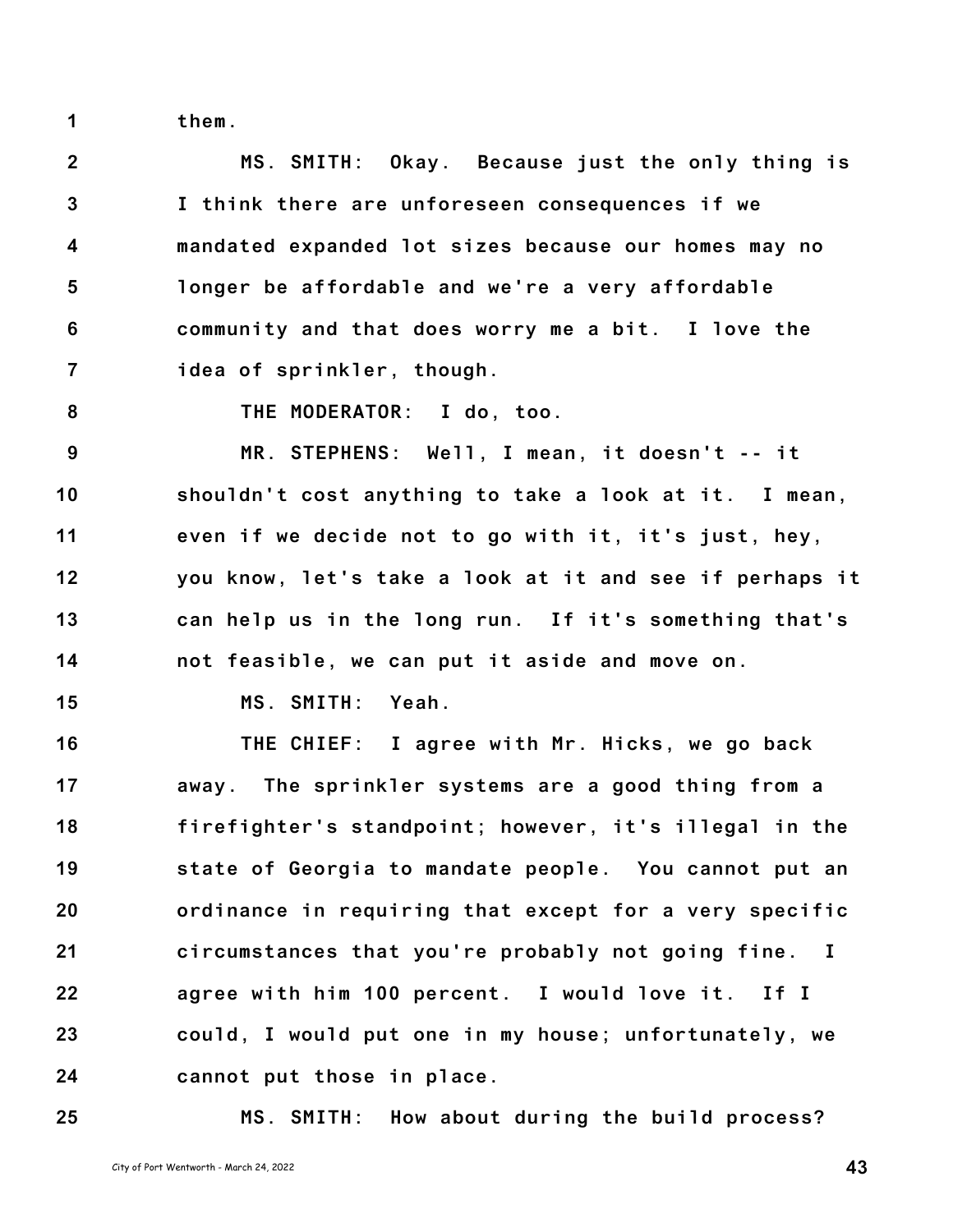them.

MS. SMITH: Okay. Because just the only thing is I think there are unforeseen consequences if we mandated expanded lot sizes because our homes may no longer be affordable and we're a very affordable community and that does worry me a bit. I love the idea of sprinkler, though.

THE MODERATOR: I do, too.

MR. STEPHENS: Well, I mean, it doesn't -- it shouldn't cost anything to take a look at it. I mean, even if we decide not to go with it, it's just, hey, you know, let's take a look at it and see if perhaps it can help us in the long run. If it's something that's not feasible, we can put it aside and move on.

MS. SMITH: Yeah.

THE CHIEF: I agree with Mr. Hicks, we go back away. The sprinkler systems are a good thing from a firefighter's standpoint; however, it's illegal in the state of Georgia to mandate people. You cannot put an ordinance in requiring that except for a very specific circumstances that you're probably not going fine. I agree with him 100 percent. I would love it. If I could, I would put one in my house; unfortunately, we cannot put those in place.

MS. SMITH: How about during the build process?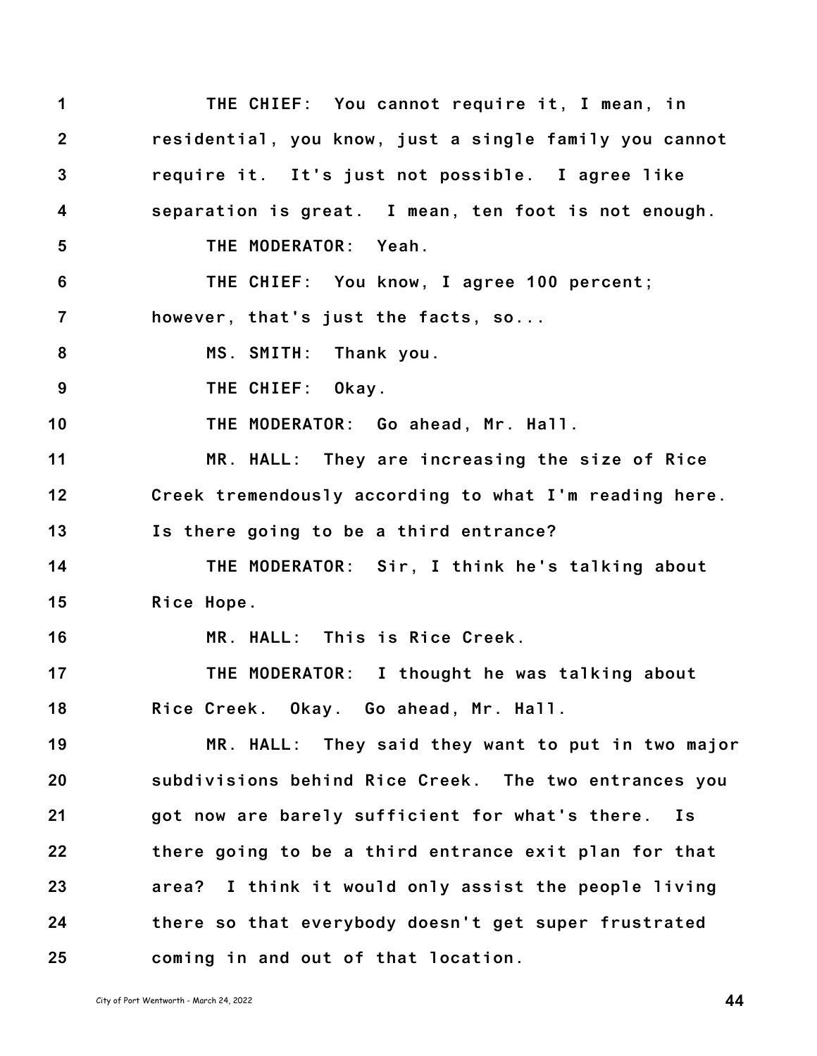THE CHIEF: You cannot require it, I mean, in residential, you know, just a single family you cannot require it. It's just not possible. I agree like separation is great. I mean, ten foot is not enough.

THE MODERATOR: Yeah.

THE CHIEF: You know, I agree 100 percent; however, that's just the facts, so...

MS. SMITH: Thank you.

THE CHIEF: Okay.

THE MODERATOR: Go ahead, Mr. Hall.

MR. HALL: They are increasing the size of Rice Creek tremendously according to what I'm reading here. Is there going to be a third entrance?

THE MODERATOR: Sir, I think he's talking about Rice Hope.

MR. HALL: This is Rice Creek.

THE MODERATOR: I thought he was talking about Rice Creek. Okay. Go ahead, Mr. Hall.

MR. HALL: They said they want to put in two major subdivisions behind Rice Creek. The two entrances you got now are barely sufficient for what's there. Is there going to be a third entrance exit plan for that area? I think it would only assist the people living there so that everybody doesn't get super frustrated coming in and out of that location.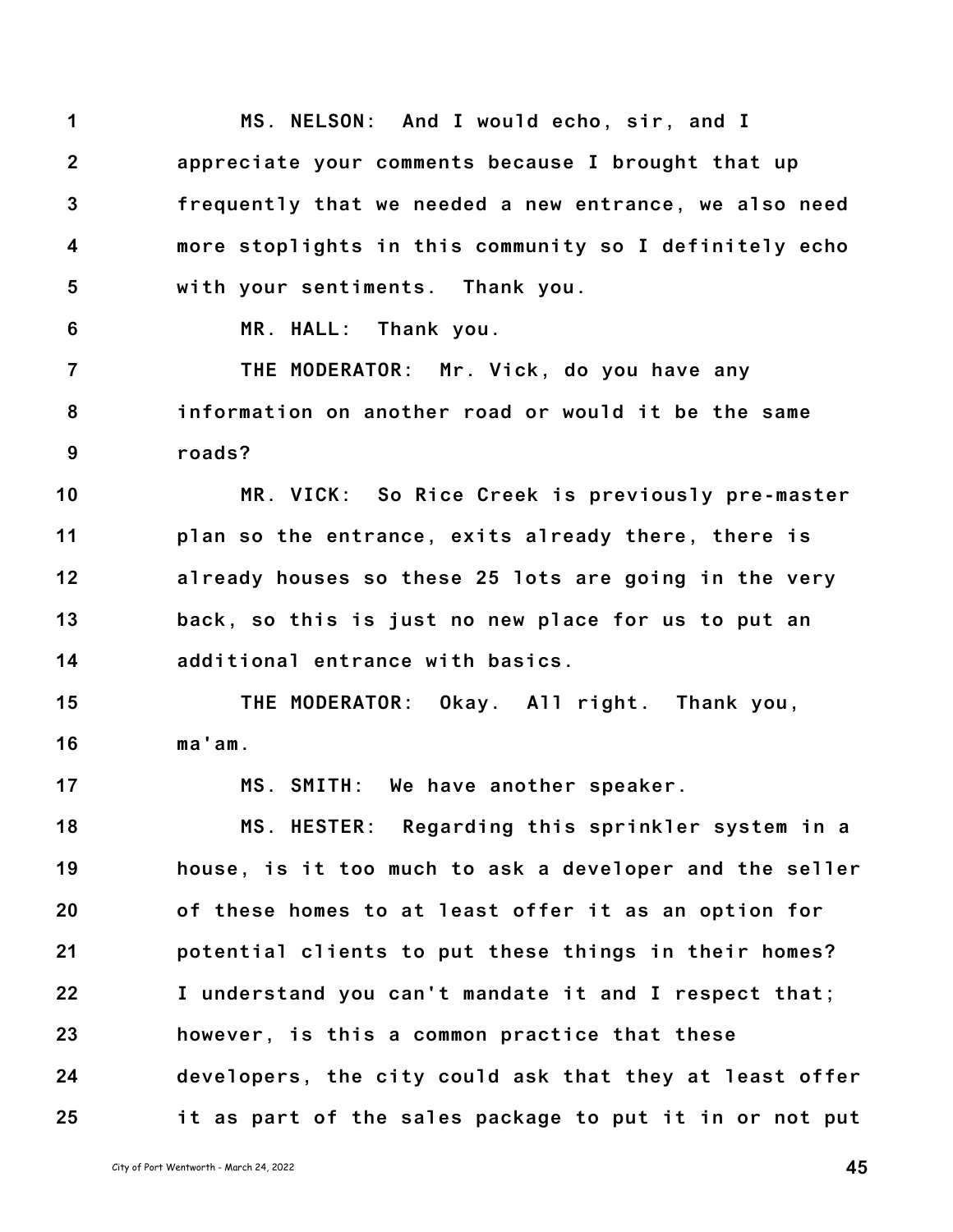MS. NELSON: And I would echo, sir, and I appreciate your comments because I brought that up frequently that we needed a new entrance, we also need more stoplights in this community so I definitely echo with your sentiments. Thank you.

MR. HALL: Thank you.

THE MODERATOR: Mr. Vick, do you have any information on another road or would it be the same roads?

MR. VICK: So Rice Creek is previously pre-master plan so the entrance, exits already there, there is already houses so these 25 lots are going in the very back, so this is just no new place for us to put an additional entrance with basics.

THE MODERATOR: Okay. All right. Thank you, ma'am.

MS. SMITH: We have another speaker.

MS. HESTER: Regarding this sprinkler system in a house, is it too much to ask a developer and the seller of these homes to at least offer it as an option for potential clients to put these things in their homes? I understand you can't mandate it and I respect that; however, is this a common practice that these developers, the city could ask that they at least offer it as part of the sales package to put it in or not put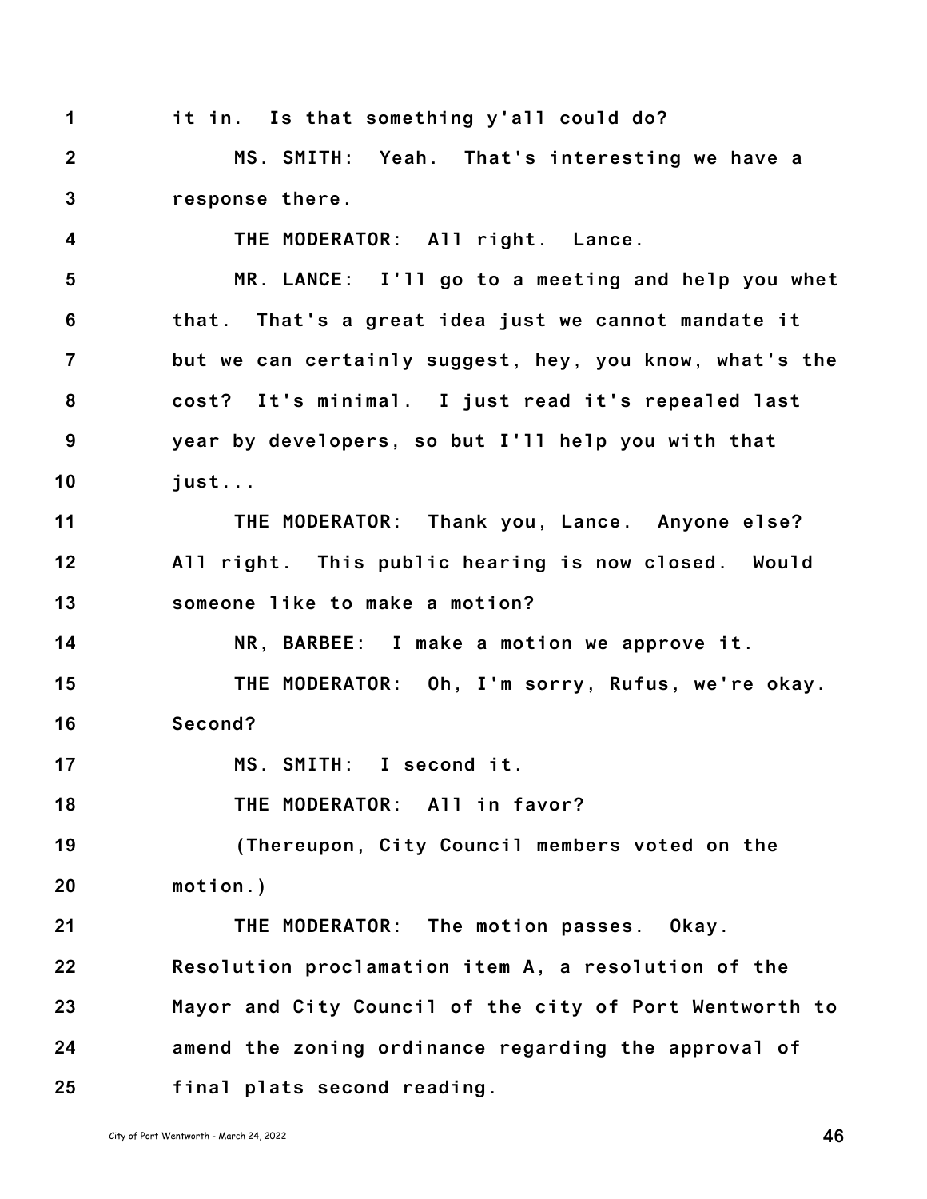1 it in. Is that something y'all could do?

2 MS. SMITH: Yeah. That's interesting we have a

3 response there.

4 THE MODERATOR: All right. Lance.

5 MR. LANCE: I'll go to a meeting and help you whet

6 that. That's a great idea just we cannot mandate it

7 but we can certainly suggest, hey, you know, what's the

8 cost? It's minimal. I just read it's repealed last

9 year by developers, so but I'll help you with that

10 just...

11 THE MODERATOR: Thank you, Lance. Anyone else?

12 All right. This public hearing is now closed. Would

13 someone like to make a motion?

14 NR, BARBEE: I make a motion we approve it.

15 THE MODERATOR: Oh, I'm sorry, Rufus, we're okay.

16 Second?

17 MS. SMITH: I second it.

18 THE MODERATOR: All in favor?

19 (Thereupon, City Council members voted on the

20 motion.)

21 THE MODERATOR: The motion passes. Okay.

22 Resolution proclamation item A, a resolution of the

23 Mayor and City Council of the city of Port Wentworth to

24 amend the zoning ordinance regarding the approval of

25 final plats second reading.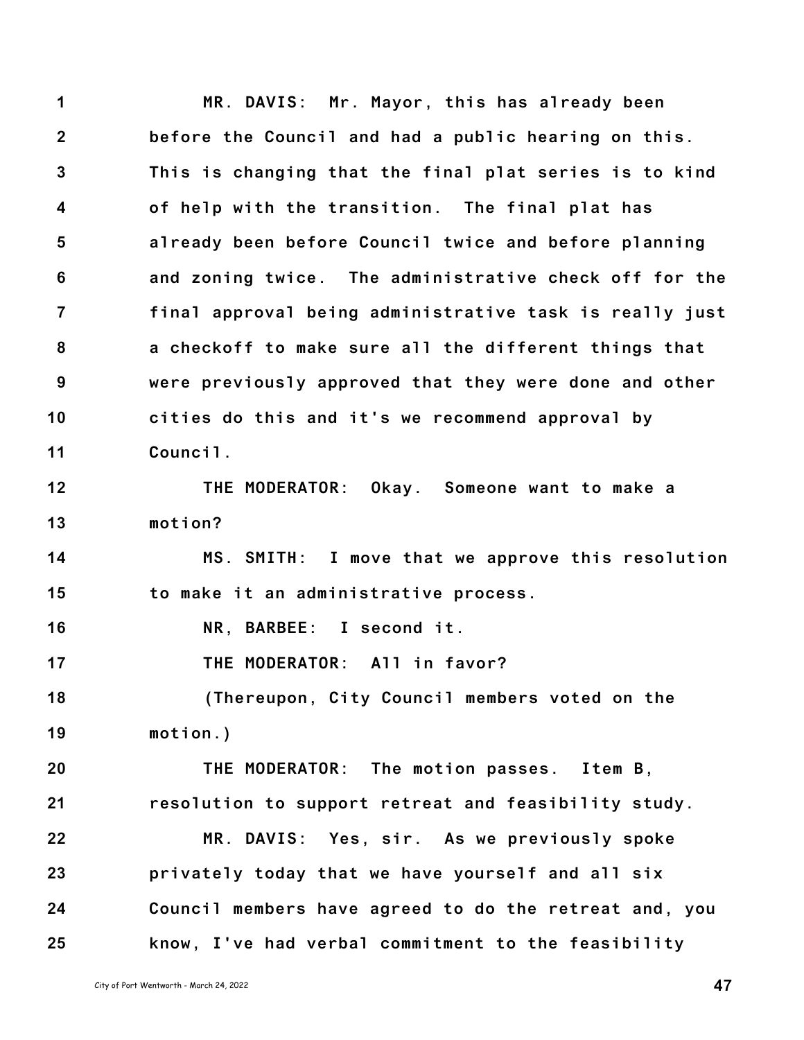MR. DAVIS: Mr. Mayor, this has already been before the Council and had a public hearing on this. This is changing that the final plat series is to kind of help with the transition. The final plat has already been before Council twice and before planning and zoning twice. The administrative check off for the final approval being administrative task is really just a checkoff to make sure all the different things that were previously approved that they were done and other cities do this and it's we recommend approval by Council.

THE MODERATOR: Okay. Someone want to make a motion?

MS. SMITH: I move that we approve this resolution to make it an administrative process.

NR, BARBEE: I second it.

THE MODERATOR: All in favor?

(Thereupon, City Council members voted on the motion.)

THE MODERATOR: The motion passes. Item B, resolution to support retreat and feasibility study.

MR. DAVIS: Yes, sir. As we previously spoke privately today that we have yourself and all six Council members have agreed to do the retreat and, you know, I've had verbal commitment to the feasibility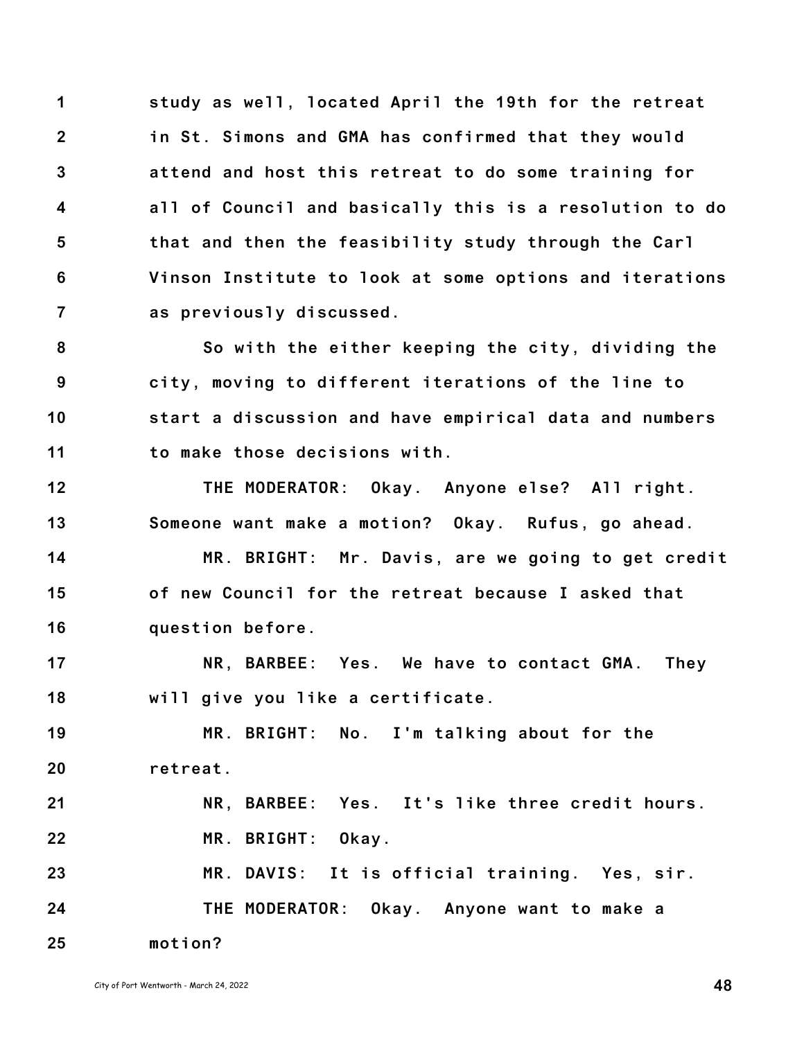1 study as well, located April the 19th for the retreat
2 in St. Simons and GMA has confirmed that they would
3 attend and host this retreat to do some training for
4 all of Council and basically this is a resolution to do
5 that and then the feasibility study through the Carl
6 Vinson Institute to look at some options and iterations
7 as previously discussed.

8 So with the either keeping the city, dividing the
9 city, moving to different iterations of the line to
10 start a discussion and have empirical data and numbers
11 to make those decisions with.

12 THE MODERATOR: Okay. Anyone else? All right.
13 Someone want make a motion? Okay. Rufus, go ahead.

14 MR. BRIGHT: Mr. Davis, are we going to get credit
15 of new Council for the retreat because I asked that
16 question before.

17 NR, BARBEE: Yes. We have to contact GMA. They
18 will give you like a certificate.

19 MR. BRIGHT: No. I'm talking about for the
20 retreat.

21 NR, BARBEE: Yes. It's like three credit hours.

22 MR. BRIGHT: Okay.

23 MR. DAVIS: It is official training. Yes, sir.

24 THE MODERATOR: Okay. Anyone want to make a
25 motion?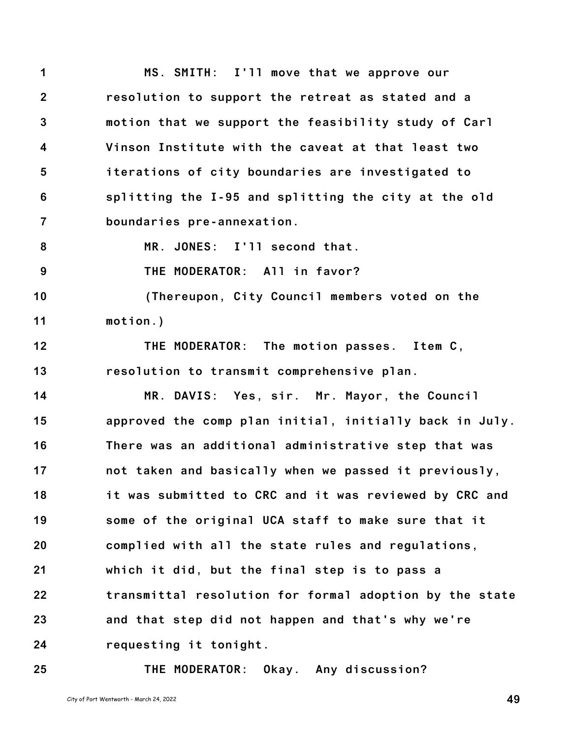MS. SMITH: I'll move that we approve our resolution to support the retreat as stated and a motion that we support the feasibility study of Carl Vinson Institute with the caveat at that least two iterations of city boundaries are investigated to splitting the I-95 and splitting the city at the old boundaries pre-annexation.

MR. JONES: I'll second that.

THE MODERATOR: All in favor?

(Thereupon, City Council members voted on the motion.)

THE MODERATOR: The motion passes. Item C, resolution to transmit comprehensive plan.

MR. DAVIS: Yes, sir. Mr. Mayor, the Council approved the comp plan initial, initially back in July. There was an additional administrative step that was not taken and basically when we passed it previously, it was submitted to CRC and it was reviewed by CRC and some of the original UCA staff to make sure that it complied with all the state rules and regulations, which it did, but the final step is to pass a transmittal resolution for formal adoption by the state and that step did not happen and that's why we're requesting it tonight.

THE MODERATOR: Okay. Any discussion?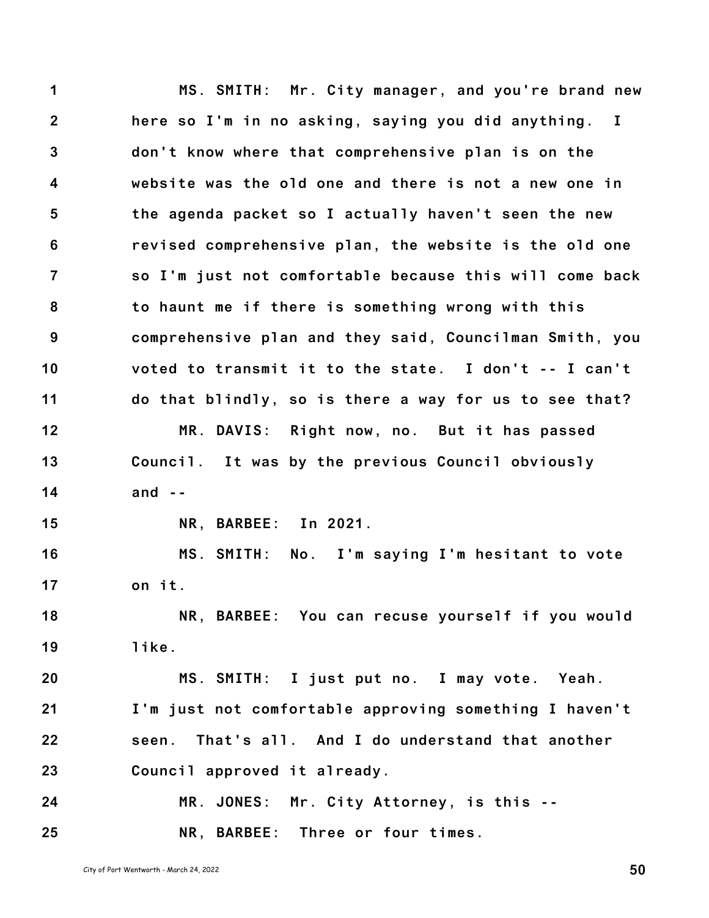1 MS. SMITH: Mr. City manager, and you're brand new
2 here so I'm in no asking, saying you did anything. I
3 don't know where that comprehensive plan is on the
4 website was the old one and there is not a new one in
5 the agenda packet so I actually haven't seen the new
6 revised comprehensive plan, the website is the old one
7 so I'm just not comfortable because this will come back
8 to haunt me if there is something wrong with this
9 comprehensive plan and they said, Councilman Smith, you
10 voted to transmit it to the state. I don't -- I can't
11 do that blindly, so is there a way for us to see that?
12 MR. DAVIS: Right now, no. But it has passed
13 Council. It was by the previous Council obviously
14 and --
15 NR, BARBEE: In 2021.
16 MS. SMITH: No. I'm saying I'm hesitant to vote
17 on it.
18 NR, BARBEE: You can recuse yourself if you would
19 like.
20 MS. SMITH: I just put no. I may vote. Yeah.
21 I'm just not comfortable approving something I haven't
22 seen. That's all. And I do understand that another
23 Council approved it already.
24 MR. JONES: Mr. City Attorney, is this --
25 NR, BARBEE: Three or four times.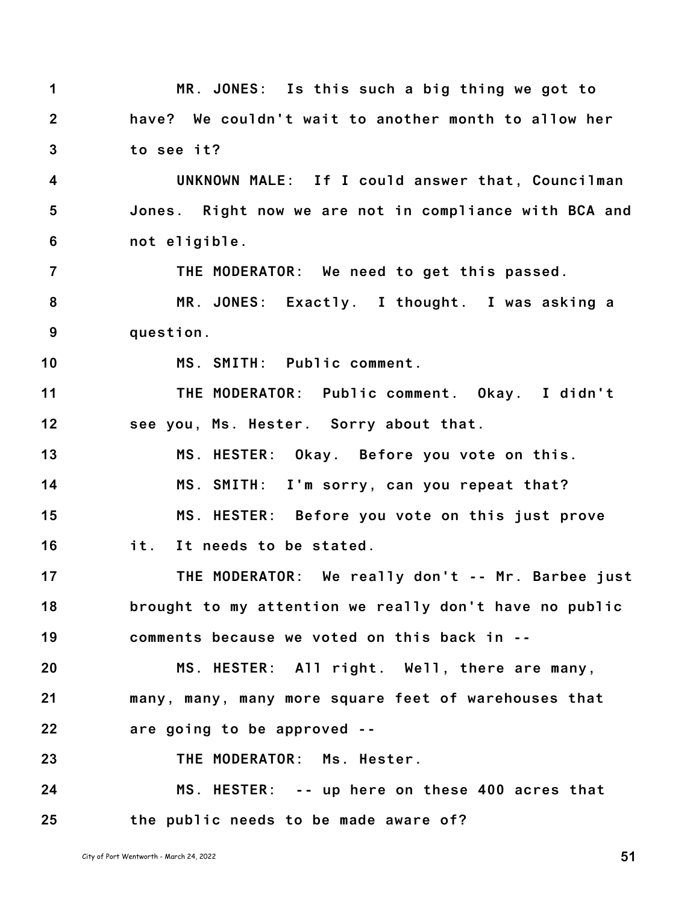MR. JONES: Is this such a big thing we got to have? We couldn't wait to another month to allow her to see it?

UNKNOWN MALE: If I could answer that, Councilman Jones. Right now we are not in compliance with BCA and not eligible.

THE MODERATOR: We need to get this passed.

MR. JONES: Exactly. I thought. I was asking a question.

MS. SMITH: Public comment.

THE MODERATOR: Public comment. Okay. I didn't see you, Ms. Hester. Sorry about that.

MS. HESTER: Okay. Before you vote on this.

MS. SMITH: I'm sorry, can you repeat that?

MS. HESTER: Before you vote on this just prove it. It needs to be stated.

THE MODERATOR: We really don't -- Mr. Barbee just brought to my attention we really don't have no public comments because we voted on this back in --

MS. HESTER: All right. Well, there are many, many, many, many more square feet of warehouses that are going to be approved --

THE MODERATOR: Ms. Hester.

MS. HESTER: -- up here on these 400 acres that the public needs to be made aware of?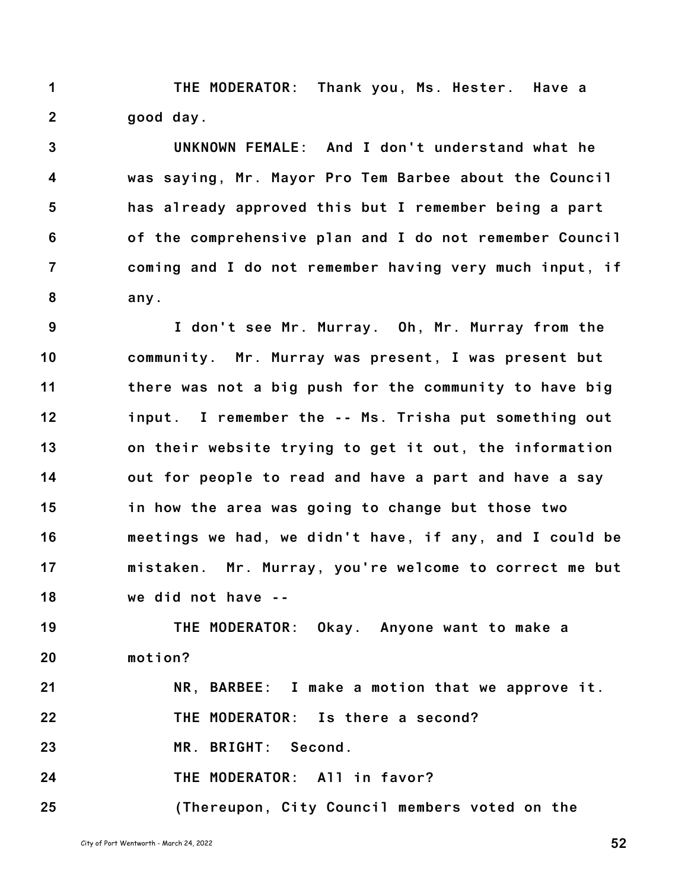THE MODERATOR: Thank you, Ms. Hester. Have a good day.

UNKNOWN FEMALE: And I don't understand what he was saying, Mr. Mayor Pro Tem Barbee about the Council has already approved this but I remember being a part of the comprehensive plan and I do not remember Council coming and I do not remember having very much input, if any.

I don't see Mr. Murray. Oh, Mr. Murray from the community. Mr. Murray was present, I was present but there was not a big push for the community to have big input. I remember the -- Ms. Trisha put something out on their website trying to get it out, the information out for people to read and have a part and have a say in how the area was going to change but those two meetings we had, we didn't have, if any, and I could be mistaken. Mr. Murray, you're welcome to correct me but we did not have --

THE MODERATOR: Okay. Anyone want to make a motion?

NR, BARBEE: I make a motion that we approve it.

THE MODERATOR: Is there a second?

MR. BRIGHT: Second.

THE MODERATOR: All in favor?

(Thereupon, City Council members voted on the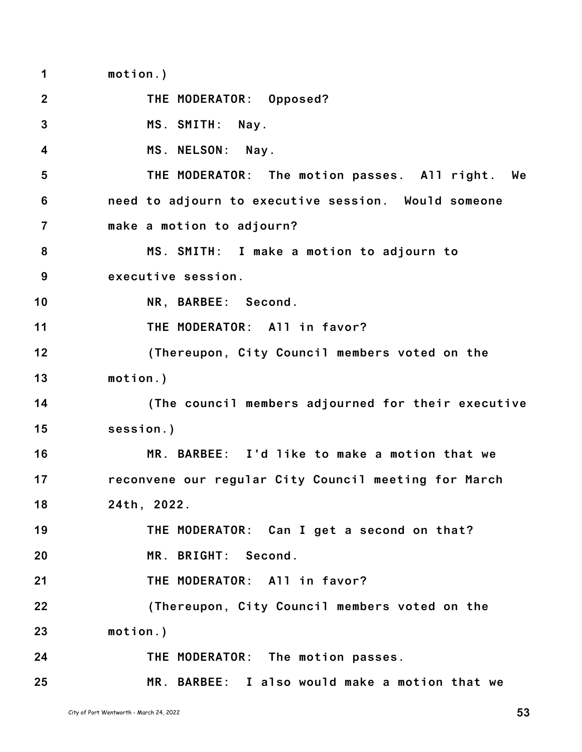motion.)

THE MODERATOR: Opposed?

MS. SMITH: Nay.

MS. NELSON: Nay.

THE MODERATOR: The motion passes. All right. We need to adjourn to executive session. Would someone make a motion to adjourn?

MS. SMITH: I make a motion to adjourn to executive session.

NR, BARBEE: Second.

THE MODERATOR: All in favor?

(Thereupon, City Council members voted on the motion.)

(The council members adjourned for their executive session.)

MR. BARBEE: I'd like to make a motion that we reconvene our regular City Council meeting for March 24th, 2022.

THE MODERATOR: Can I get a second on that?

MR. BRIGHT: Second.

THE MODERATOR: All in favor?

(Thereupon, City Council members voted on the motion.)

THE MODERATOR: The motion passes.

MR. BARBEE: I also would make a motion that we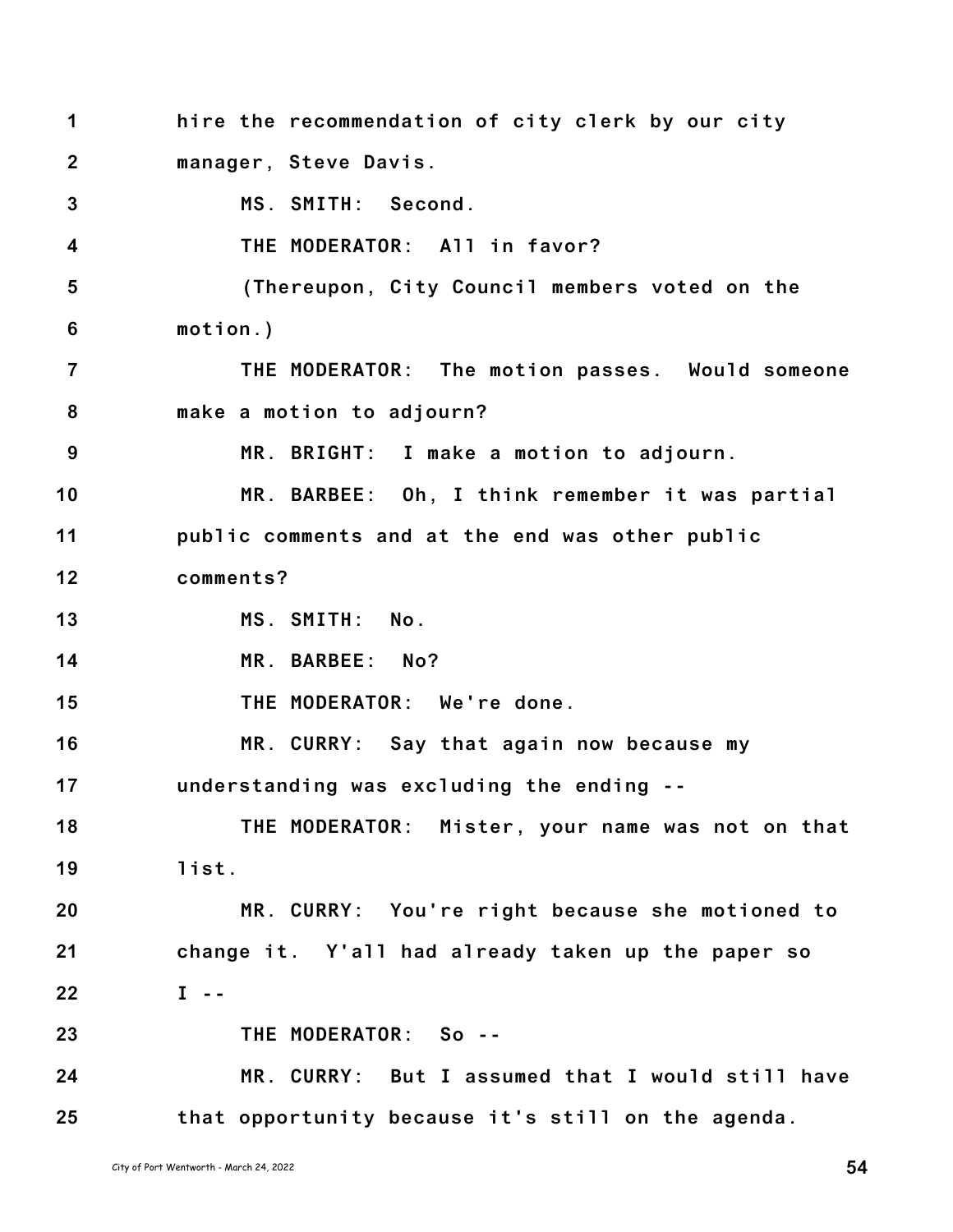hire the recommendation of city clerk by our city manager, Steve Davis.

MS. SMITH: Second.

THE MODERATOR: All in favor?

(Thereupon, City Council members voted on the motion.)

THE MODERATOR: The motion passes. Would someone make a motion to adjourn?

MR. BRIGHT: I make a motion to adjourn.

MR. BARBEE: Oh, I think remember it was partial public comments and at the end was other public comments?

MS. SMITH: No.

MR. BARBEE: No?

THE MODERATOR: We're done.

MR. CURRY: Say that again now because my understanding was excluding the ending --

THE MODERATOR: Mister, your name was not on that list.

MR. CURRY: You're right because she motioned to change it. Y'all had already taken up the paper so I --

THE MODERATOR: So --

MR. CURRY: But I assumed that I would still have that opportunity because it's still on the agenda.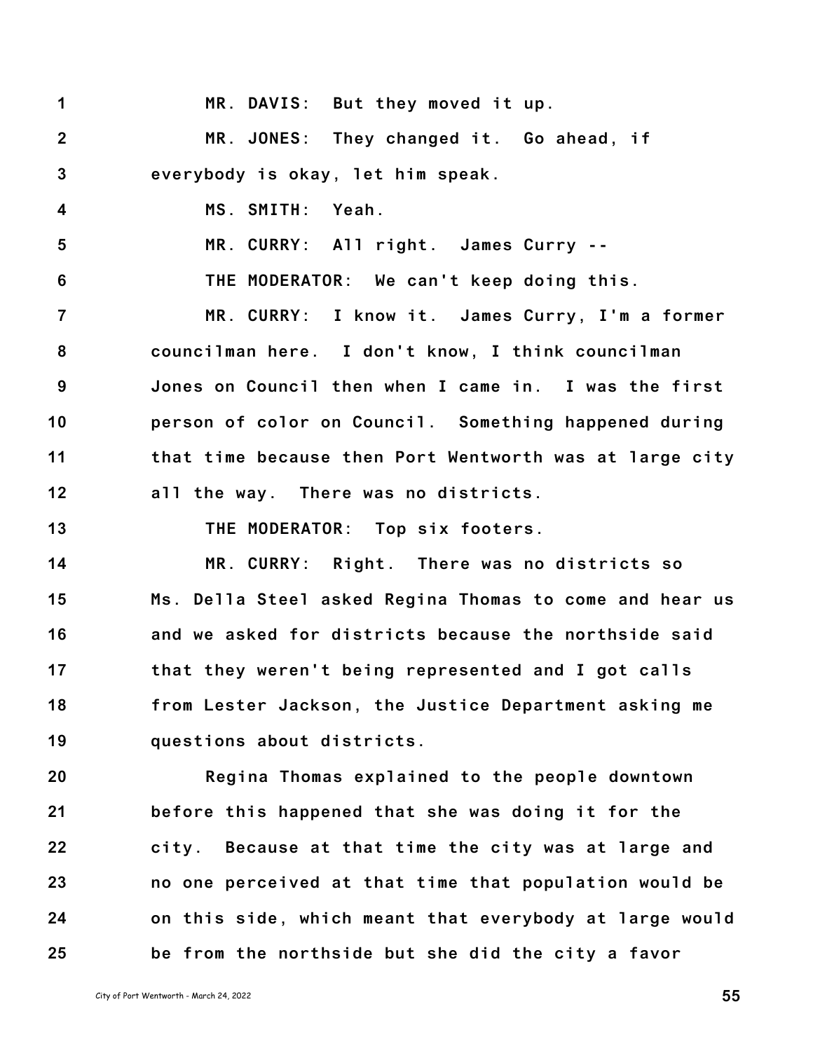MR. DAVIS: But they moved it up.

MR. JONES: They changed it. Go ahead, if everybody is okay, let him speak.

MS. SMITH: Yeah.

MR. CURRY: All right. James Curry --

THE MODERATOR: We can't keep doing this.

MR. CURRY: I know it. James Curry, I'm a former councilman here. I don't know, I think councilman Jones on Council then when I came in. I was the first person of color on Council. Something happened during that time because then Port Wentworth was at large city all the way. There was no districts.

THE MODERATOR: Top six footers.

MR. CURRY: Right. There was no districts so Ms. Della Steel asked Regina Thomas to come and hear us and we asked for districts because the northside said that they weren't being represented and I got calls from Lester Jackson, the Justice Department asking me questions about districts.

Regina Thomas explained to the people downtown before this happened that she was doing it for the city. Because at that time the city was at large and no one perceived at that time that population would be on this side, which meant that everybody at large would be from the northside but she did the city a favor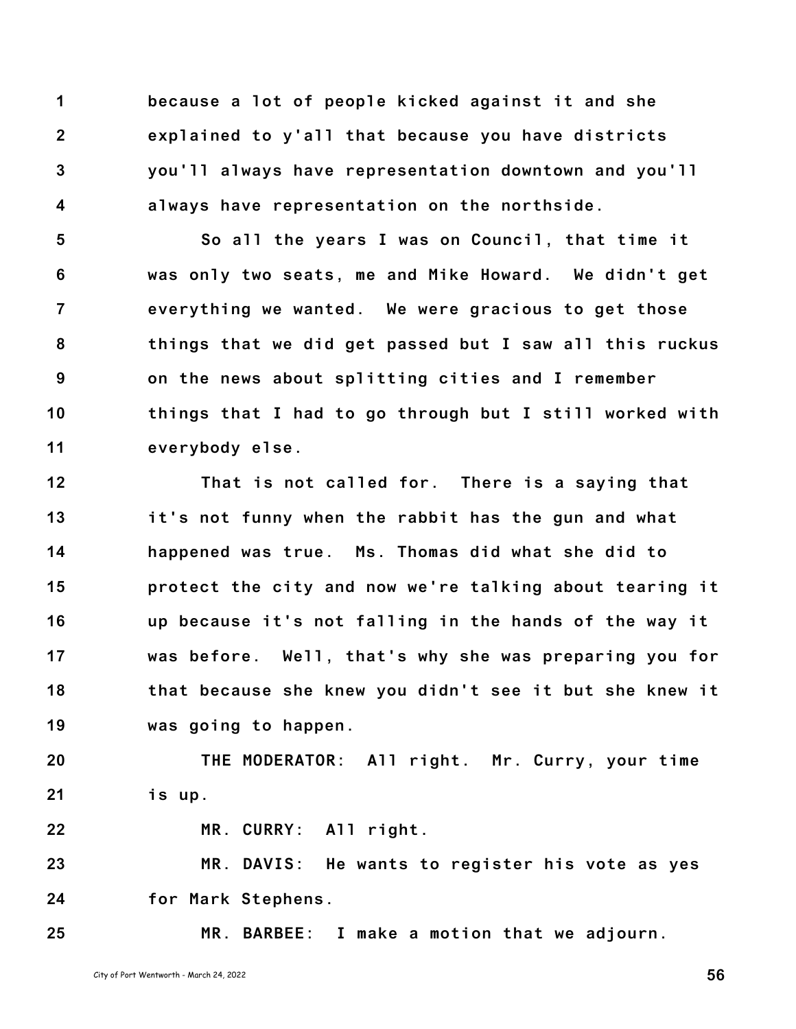because a lot of people kicked against it and she explained to y'all that because you have districts you'll always have representation downtown and you'll always have representation on the northside.

So all the years I was on Council, that time it was only two seats, me and Mike Howard. We didn't get everything we wanted. We were gracious to get those things that we did get passed but I saw all this ruckus on the news about splitting cities and I remember things that I had to go through but I still worked with everybody else.

That is not called for. There is a saying that it's not funny when the rabbit has the gun and what happened was true. Ms. Thomas did what she did to protect the city and now we're talking about tearing it up because it's not falling in the hands of the way it was before. Well, that's why she was preparing you for that because she knew you didn't see it but she knew it was going to happen.

THE MODERATOR: All right. Mr. Curry, your time is up.

MR. CURRY: All right.

MR. DAVIS: He wants to register his vote as yes for Mark Stephens.

MR. BARBEE: I make a motion that we adjourn.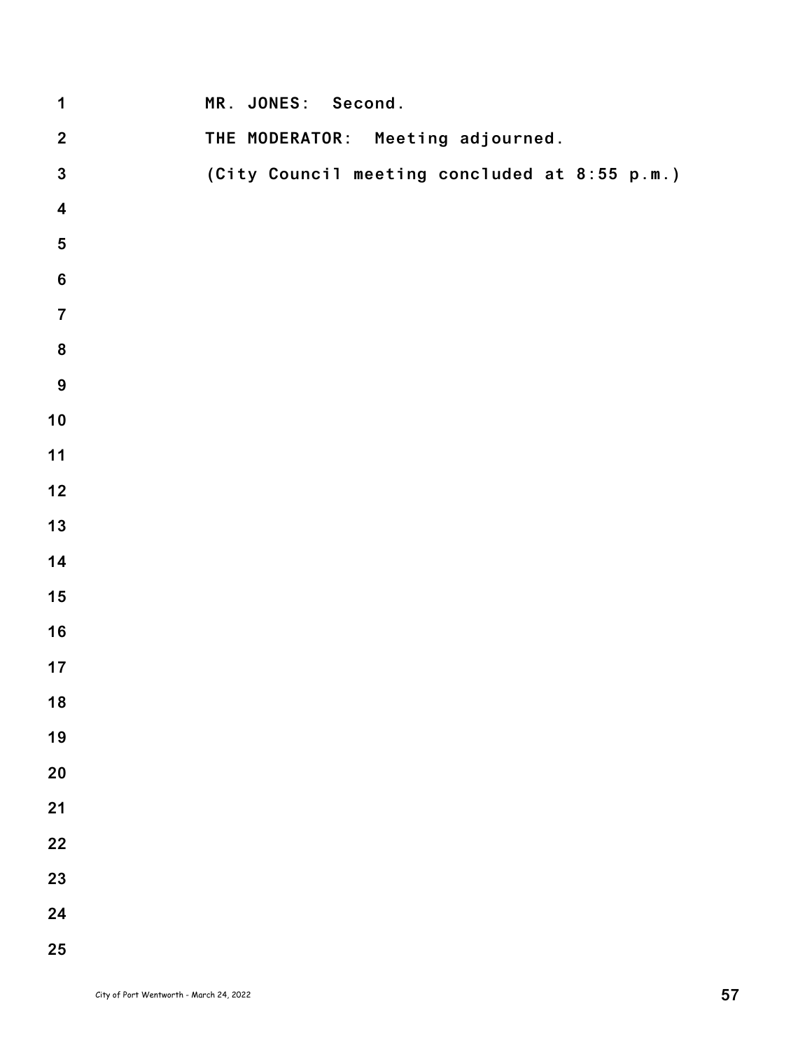MR. JONES: Second.

THE MODERATOR: Meeting adjourned.

(City Council meeting concluded at 8:55 p.m.)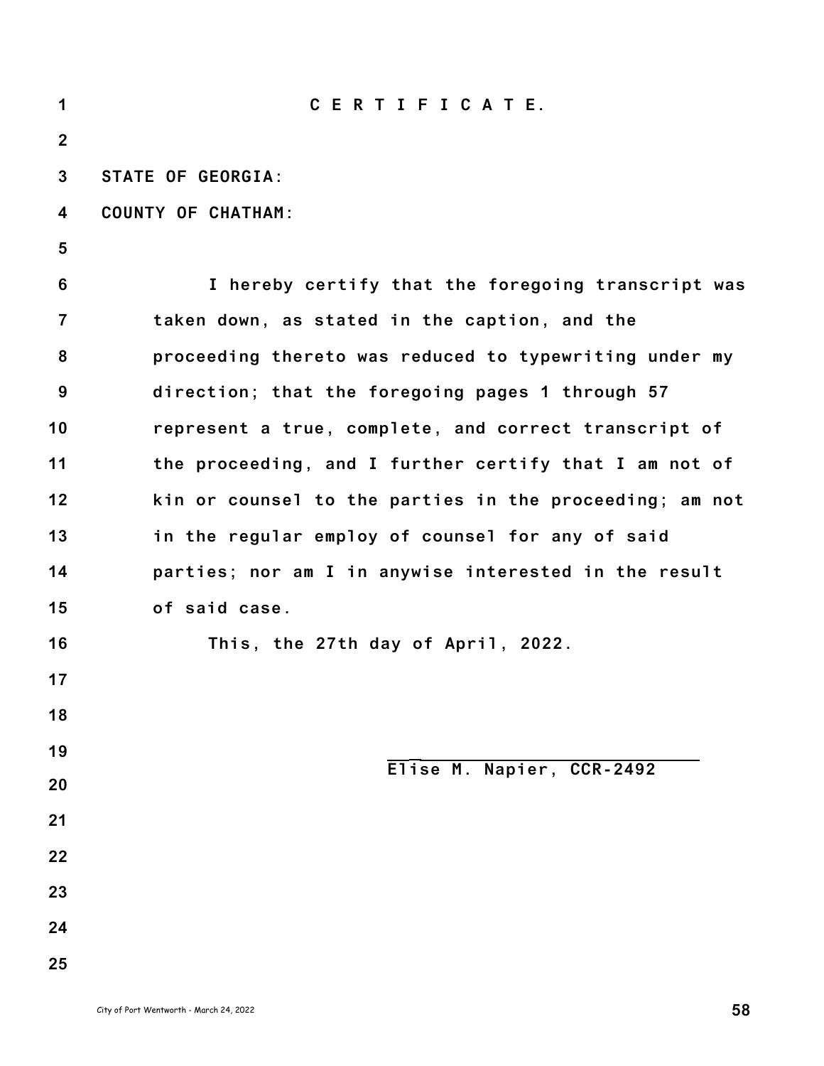# C E R T I F I C A T E.

STATE OF GEORGIA:

COUNTY OF CHATHAM:

I hereby certify that the foregoing transcript was taken down, as stated in the caption, and the proceeding thereto was reduced to typewriting under my direction; that the foregoing pages 1 through 57 represent a true, complete, and correct transcript of the proceeding, and I further certify that I am not of kin or counsel to the parties in the proceeding; am not in the regular employ of counsel for any of said parties; nor am I in anywise interested in the result of said case.

This, the 27th day of April, 2022.

\_\_\_\_\_\_\_\_\_\_\_\_\_\_\_\_\_\_\_\_\_\_\_\_\_\_\_\_\_\_

Elise M. Napier, CCR-2492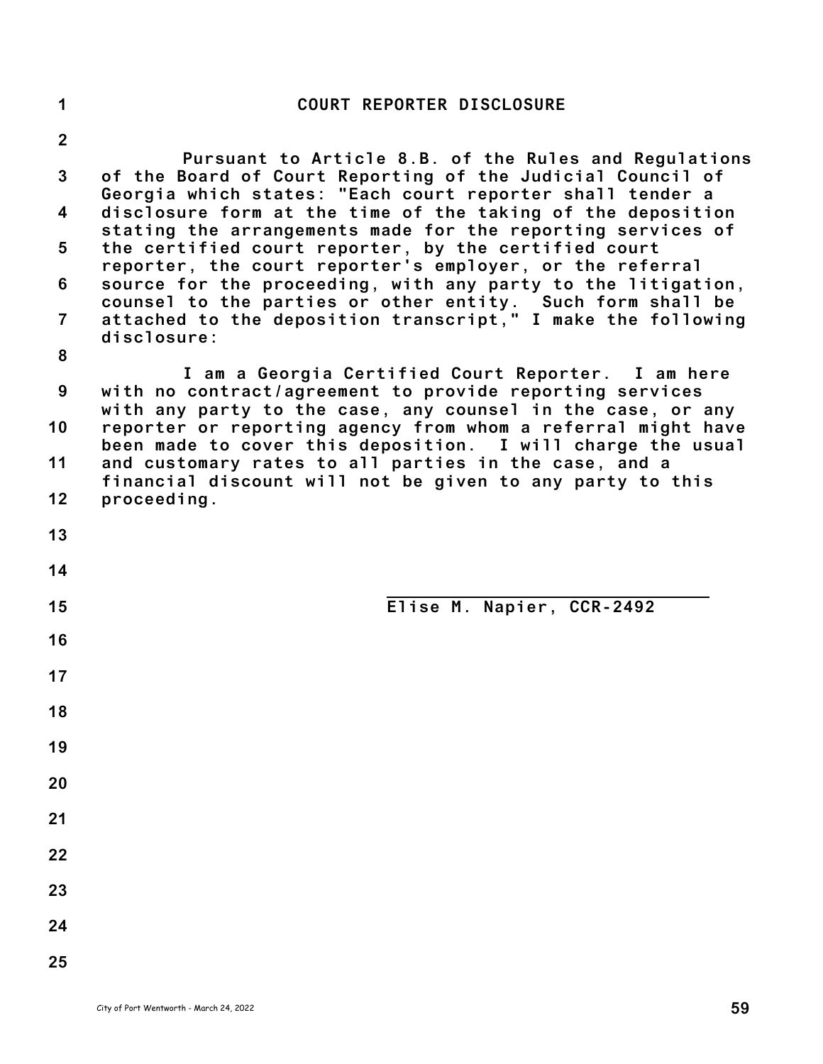# COURT REPORTER DISCLOSURE

Pursuant to Article 8.B. of the Rules and Regulations of the Board of Court Reporting of the Judicial Council of Georgia which states: "Each court reporter shall tender a disclosure form at the time of the taking of the deposition stating the arrangements made for the reporting services of the certified court reporter, by the certified court reporter, the court reporter's employer, or the referral source for the proceeding, with any party to the litigation, counsel to the parties or other entity. Such form shall be attached to the deposition transcript," I make the following disclosure:

I am a Georgia Certified Court Reporter. I am here with no contract/agreement to provide reporting services with any party to the case, any counsel in the case, or any reporter or reporting agency from whom a referral might have been made to cover this deposition. I will charge the usual and customary rates to all parties in the case, and a financial discount will not be given to any party to this proceeding.

______________________________

Elise M. Napier, CCR-2492